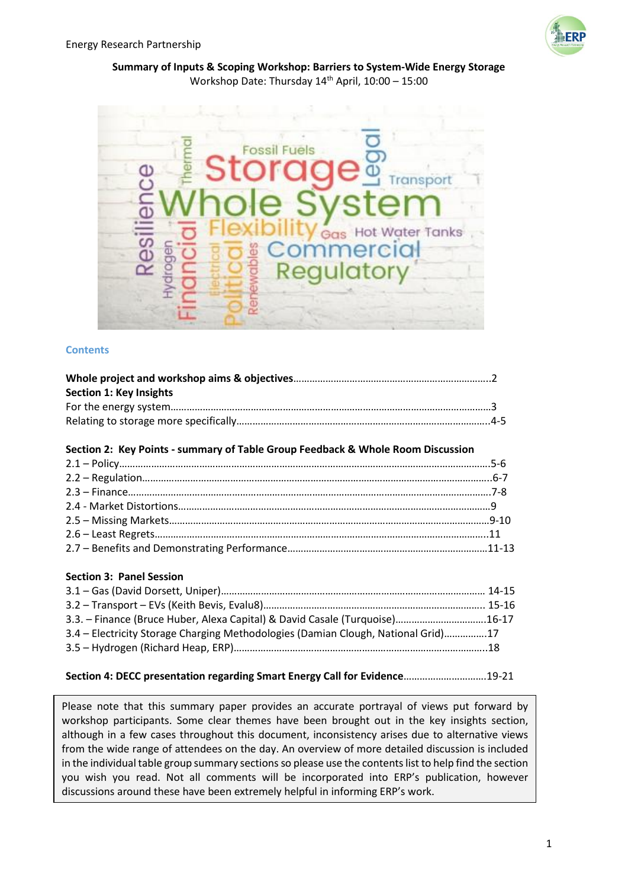Energy Research Partnership

**Summary of Inputs & Scoping Workshop: Barriers to System-Wide Energy Storage**

Workshop Date: Thursday 14th April, 10:00 – 15:00

## Contents

**Whole project and workshop aims & objectives**.........................................................................2

**Section 1: Key Insights**

For the energy system.......................................................................................................................3

Relating to storage more specifically.............................................................................................4-5

**Section 2: Key Points - summary of Table Group Feedback & Whole Room Discussion**

2.1 – Policy.........................................................................................................................................5-6

2.2 – Regulation...................................................................................................................................6-7

2.3 – Finance.......................................................................................................................................7-8

2.4 - Market Distortions..........................................................................................................................9

2.5 – Missing Markets.........................................................................................................................9-10

2.6 – Least Regrets..................................................................................................................................11

2.7 – Benefits and Demonstrating Performance...........................................................................11-13

**Section 3: Panel Session**

3.1 – Gas (David Dorsett, Uniper).................................................................................................. 14-15

3.2 – Transport – EVs (Keith Bevis, Evalu8)................................................................................... 15-16

3.3. – Finance (Bruce Huber, Alexa Capital) & David Casale (Turquoise).................................16-17

3.4 – Electricity Storage Charging Methodologies (Damian Clough, National Grid)................17

3.5 – Hydrogen (Richard Heap, ERP).............................................................................................18

**Section 4: DECC presentation regarding Smart Energy Call for Evidence**...............................19-21

> Please note that this summary paper provides an accurate portrayal of views put forward by workshop participants. Some clear themes have been brought out in the key insights section, although in a few cases throughout this document, inconsistency arises due to alternative views from the wide range of attendees on the day. An overview of more detailed discussion is included in the individual table group summary sections so please use the contents list to help find the section you wish you read. Not all comments will be incorporated into ERP's publication, however discussions around these have been extremely helpful in informing ERP's work.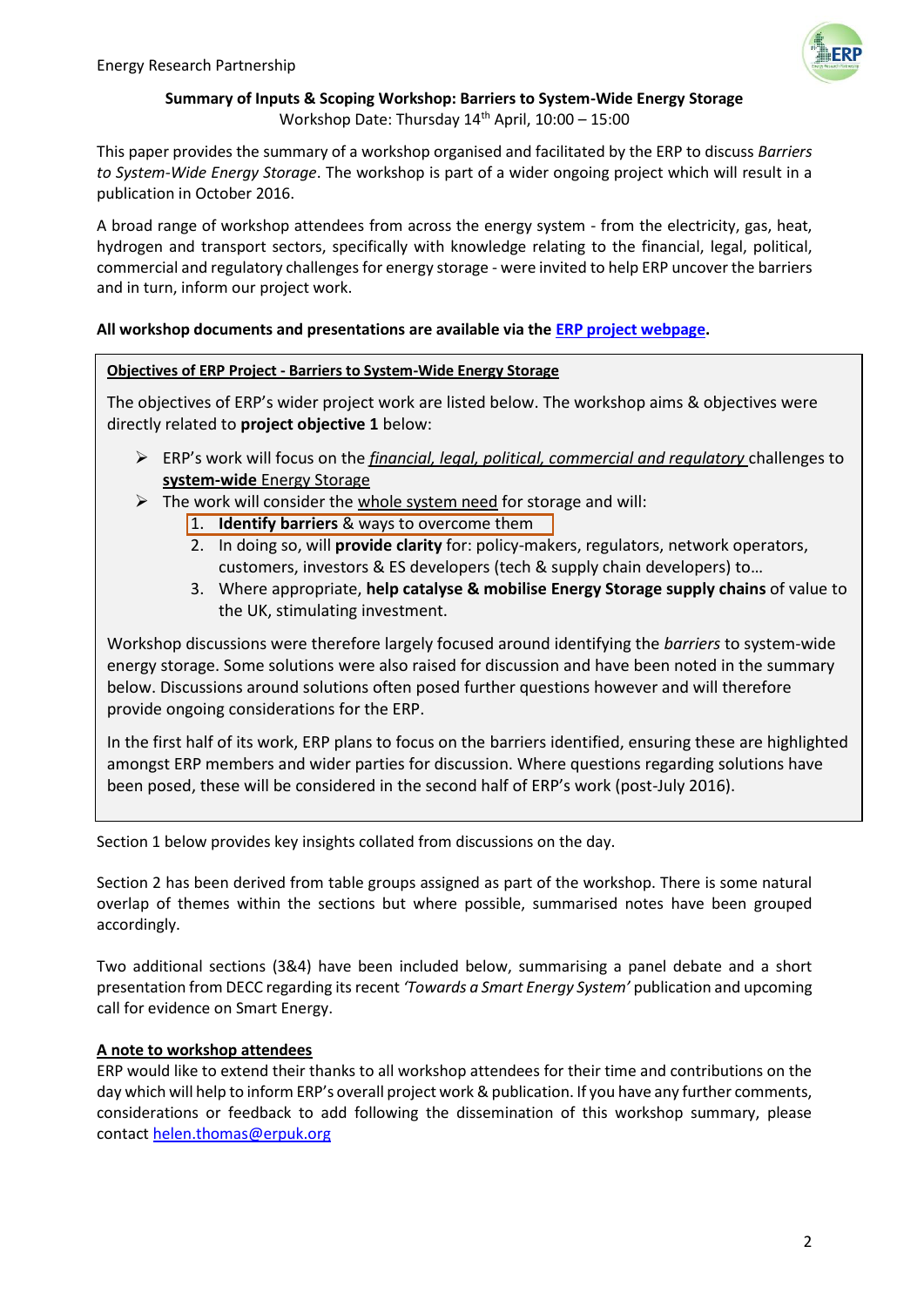**Summary of Inputs & Scoping Workshop: Barriers to System-Wide Energy Storage**
Workshop Date: Thursday 14th April, 10:00 – 15:00

This paper provides the summary of a workshop organised and facilitated by the ERP to discuss *Barriers to System-Wide Energy Storage*. The workshop is part of a wider ongoing project which will result in a publication in October 2016.

A broad range of workshop attendees from across the energy system - from the electricity, gas, heat, hydrogen and transport sectors, specifically with knowledge relating to the financial, legal, political, commercial and regulatory challenges for energy storage - were invited to help ERP uncover the barriers and in turn, inform our project work.

**All workshop documents and presentations are available via the ERP project webpage.**

**Objectives of ERP Project - Barriers to System-Wide Energy Storage**

The objectives of ERP's wider project work are listed below. The workshop aims & objectives were directly related to **project objective 1** below:

- ERP's work will focus on the *financial, legal, political, commercial and regulatory* challenges to **system-wide** Energy Storage
- The work will consider the whole system need for storage and will:
  1. **Identify barriers** & ways to overcome them
  2. In doing so, will **provide clarity** for: policy-makers, regulators, network operators, customers, investors & ES developers (tech & supply chain developers) to…
  3. Where appropriate, **help catalyse & mobilise Energy Storage supply chains** of value to the UK, stimulating investment.

Workshop discussions were therefore largely focused around identifying the *barriers* to system-wide energy storage. Some solutions were also raised for discussion and have been noted in the summary below. Discussions around solutions often posed further questions however and will therefore provide ongoing considerations for the ERP.

In the first half of its work, ERP plans to focus on the barriers identified, ensuring these are highlighted amongst ERP members and wider parties for discussion. Where questions regarding solutions have been posed, these will be considered in the second half of ERP's work (post-July 2016).

Section 1 below provides key insights collated from discussions on the day.

Section 2 has been derived from table groups assigned as part of the workshop. There is some natural overlap of themes within the sections but where possible, summarised notes have been grouped accordingly.

Two additional sections (3&4) have been included below, summarising a panel debate and a short presentation from DECC regarding its recent *'Towards a Smart Energy System'* publication and upcoming call for evidence on Smart Energy.

**A note to workshop attendees**

ERP would like to extend their thanks to all workshop attendees for their time and contributions on the day which will help to inform ERP's overall project work & publication. If you have any further comments, considerations or feedback to add following the dissemination of this workshop summary, please contact helen.thomas@erpuk.org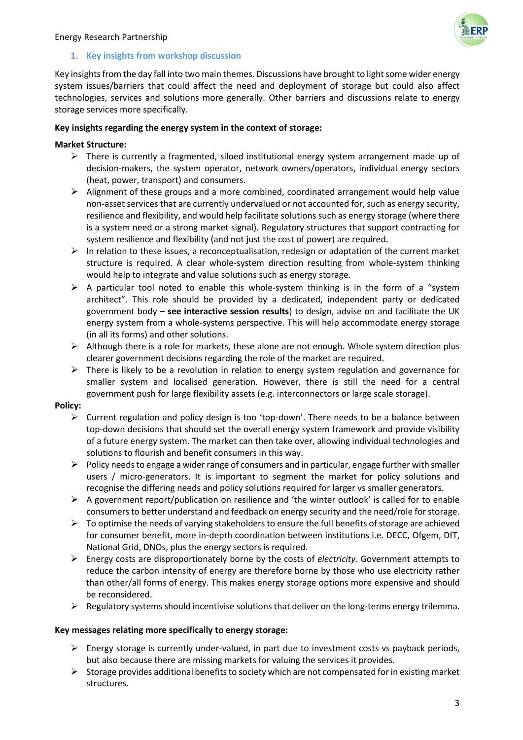## 1. Key insights from workshop discussion

Key insights from the day fall into two main themes. Discussions have brought to light some wider energy system issues/barriers that could affect the need and deployment of storage but could also affect technologies, services and solutions more generally. Other barriers and discussions relate to energy storage services more specifically.

**Key insights regarding the energy system in the context of storage:**

**Market Structure:**

- There is currently a fragmented, siloed institutional energy system arrangement made up of decision-makers, the system operator, network owners/operators, individual energy sectors (heat, power, transport) and consumers.
- Alignment of these groups and a more combined, coordinated arrangement would help value non-asset services that are currently undervalued or not accounted for, such as energy security, resilience and flexibility, and would help facilitate solutions such as energy storage (where there is a system need or a strong market signal). Regulatory structures that support contracting for system resilience and flexibility (and not just the cost of power) are required.
- In relation to these issues, a reconceptualisation, redesign or adaptation of the current market structure is required. A clear whole-system direction resulting from whole-system thinking would help to integrate and value solutions such as energy storage.
- A particular tool noted to enable this whole-system thinking is in the form of a "system architect". This role should be provided by a dedicated, independent party or dedicated government body – **see interactive session results**) to design, advise on and facilitate the UK energy system from a whole-systems perspective. This will help accommodate energy storage (in all its forms) and other solutions.
- Although there is a role for markets, these alone are not enough. Whole system direction plus clearer government decisions regarding the role of the market are required.
- There is likely to be a revolution in relation to energy system regulation and governance for smaller system and localised generation. However, there is still the need for a central government push for large flexibility assets (e.g. interconnectors or large scale storage).

**Policy:**

- Current regulation and policy design is too 'top-down'. There needs to be a balance between top-down decisions that should set the overall energy system framework and provide visibility of a future energy system. The market can then take over, allowing individual technologies and solutions to flourish and benefit consumers in this way.
- Policy needs to engage a wider range of consumers and in particular, engage further with smaller users / micro-generators. It is important to segment the market for policy solutions and recognise the differing needs and policy solutions required for larger vs smaller generators.
- A government report/publication on resilience and 'the winter outlook' is called for to enable consumers to better understand and feedback on energy security and the need/role for storage.
- To optimise the needs of varying stakeholders to ensure the full benefits of storage are achieved for consumer benefit, more in-depth coordination between institutions i.e. DECC, Ofgem, DfT, National Grid, DNOs, plus the energy sectors is required.
- Energy costs are disproportionately borne by the costs of *electricity*. Government attempts to reduce the carbon intensity of energy are therefore borne by those who use electricity rather than other/all forms of energy. This makes energy storage options more expensive and should be reconsidered.
- Regulatory systems should incentivise solutions that deliver on the long-terms energy trilemma.

**Key messages relating more specifically to energy storage:**

- Energy storage is currently under-valued, in part due to investment costs vs payback periods, but also because there are missing markets for valuing the services it provides.
- Storage provides additional benefits to society which are not compensated for in existing market structures.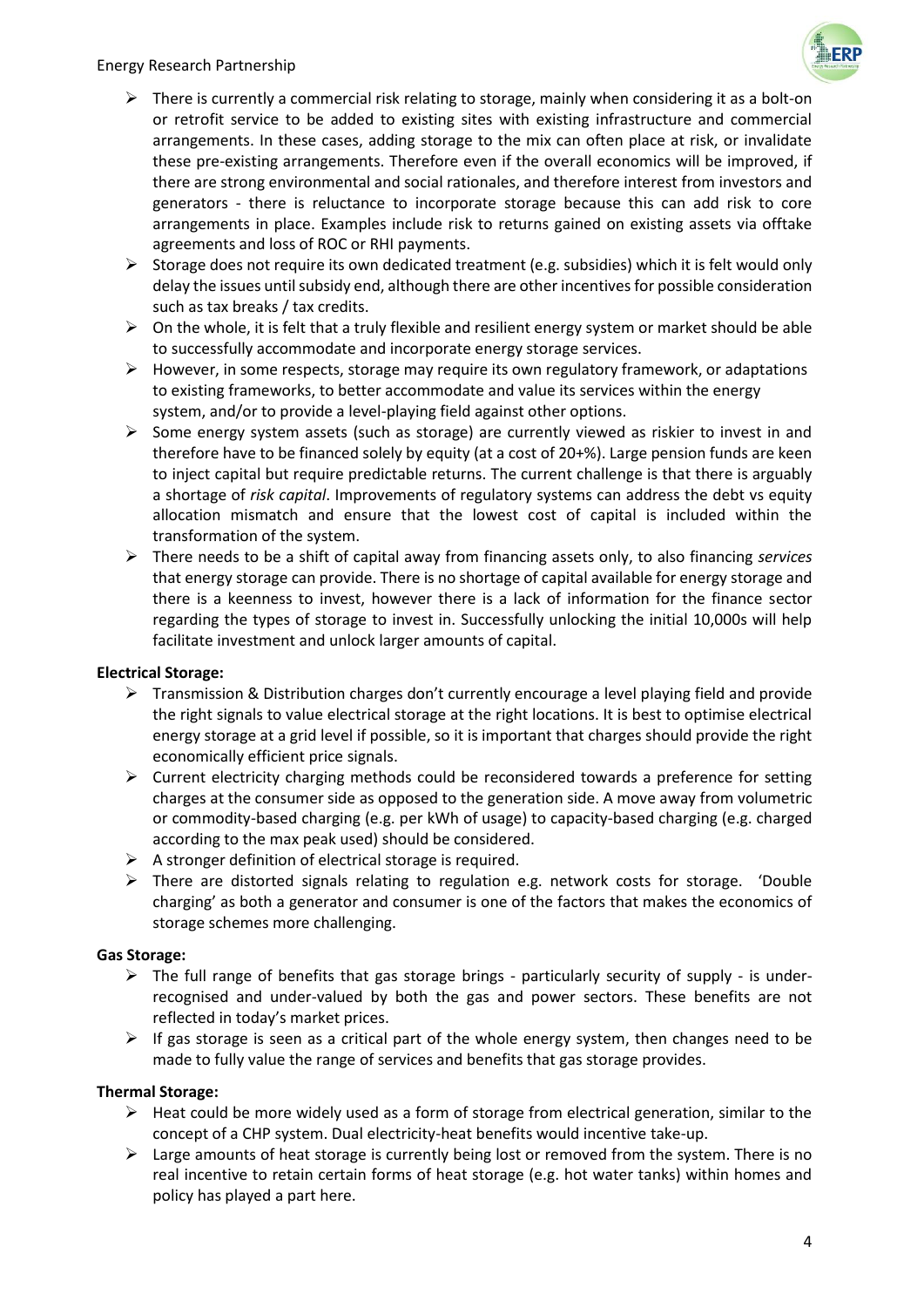- There is currently a commercial risk relating to storage, mainly when considering it as a bolt-on or retrofit service to be added to existing sites with existing infrastructure and commercial arrangements. In these cases, adding storage to the mix can often place at risk, or invalidate these pre-existing arrangements. Therefore even if the overall economics will be improved, if there are strong environmental and social rationales, and therefore interest from investors and generators - there is reluctance to incorporate storage because this can add risk to core arrangements in place. Examples include risk to returns gained on existing assets via offtake agreements and loss of ROC or RHI payments.
- Storage does not require its own dedicated treatment (e.g. subsidies) which it is felt would only delay the issues until subsidy end, although there are other incentives for possible consideration such as tax breaks / tax credits.
- On the whole, it is felt that a truly flexible and resilient energy system or market should be able to successfully accommodate and incorporate energy storage services.
- However, in some respects, storage may require its own regulatory framework, or adaptations to existing frameworks, to better accommodate and value its services within the energy system, and/or to provide a level-playing field against other options.
- Some energy system assets (such as storage) are currently viewed as riskier to invest in and therefore have to be financed solely by equity (at a cost of 20+%). Large pension funds are keen to inject capital but require predictable returns. The current challenge is that there is arguably a shortage of *risk capital*. Improvements of regulatory systems can address the debt vs equity allocation mismatch and ensure that the lowest cost of capital is included within the transformation of the system.
- There needs to be a shift of capital away from financing assets only, to also financing *services* that energy storage can provide. There is no shortage of capital available for energy storage and there is a keenness to invest, however there is a lack of information for the finance sector regarding the types of storage to invest in. Successfully unlocking the initial 10,000s will help facilitate investment and unlock larger amounts of capital.

**Electrical Storage:**

- Transmission & Distribution charges don't currently encourage a level playing field and provide the right signals to value electrical storage at the right locations. It is best to optimise electrical energy storage at a grid level if possible, so it is important that charges should provide the right economically efficient price signals.
- Current electricity charging methods could be reconsidered towards a preference for setting charges at the consumer side as opposed to the generation side. A move away from volumetric or commodity-based charging (e.g. per kWh of usage) to capacity-based charging (e.g. charged according to the max peak used) should be considered.
- A stronger definition of electrical storage is required.
- There are distorted signals relating to regulation e.g. network costs for storage. 'Double charging' as both a generator and consumer is one of the factors that makes the economics of storage schemes more challenging.

**Gas Storage:**

- The full range of benefits that gas storage brings - particularly security of supply - is under-recognised and under-valued by both the gas and power sectors. These benefits are not reflected in today's market prices.
- If gas storage is seen as a critical part of the whole energy system, then changes need to be made to fully value the range of services and benefits that gas storage provides.

**Thermal Storage:**

- Heat could be more widely used as a form of storage from electrical generation, similar to the concept of a CHP system. Dual electricity-heat benefits would incentive take-up.
- Large amounts of heat storage is currently being lost or removed from the system. There is no real incentive to retain certain forms of heat storage (e.g. hot water tanks) within homes and policy has played a part here.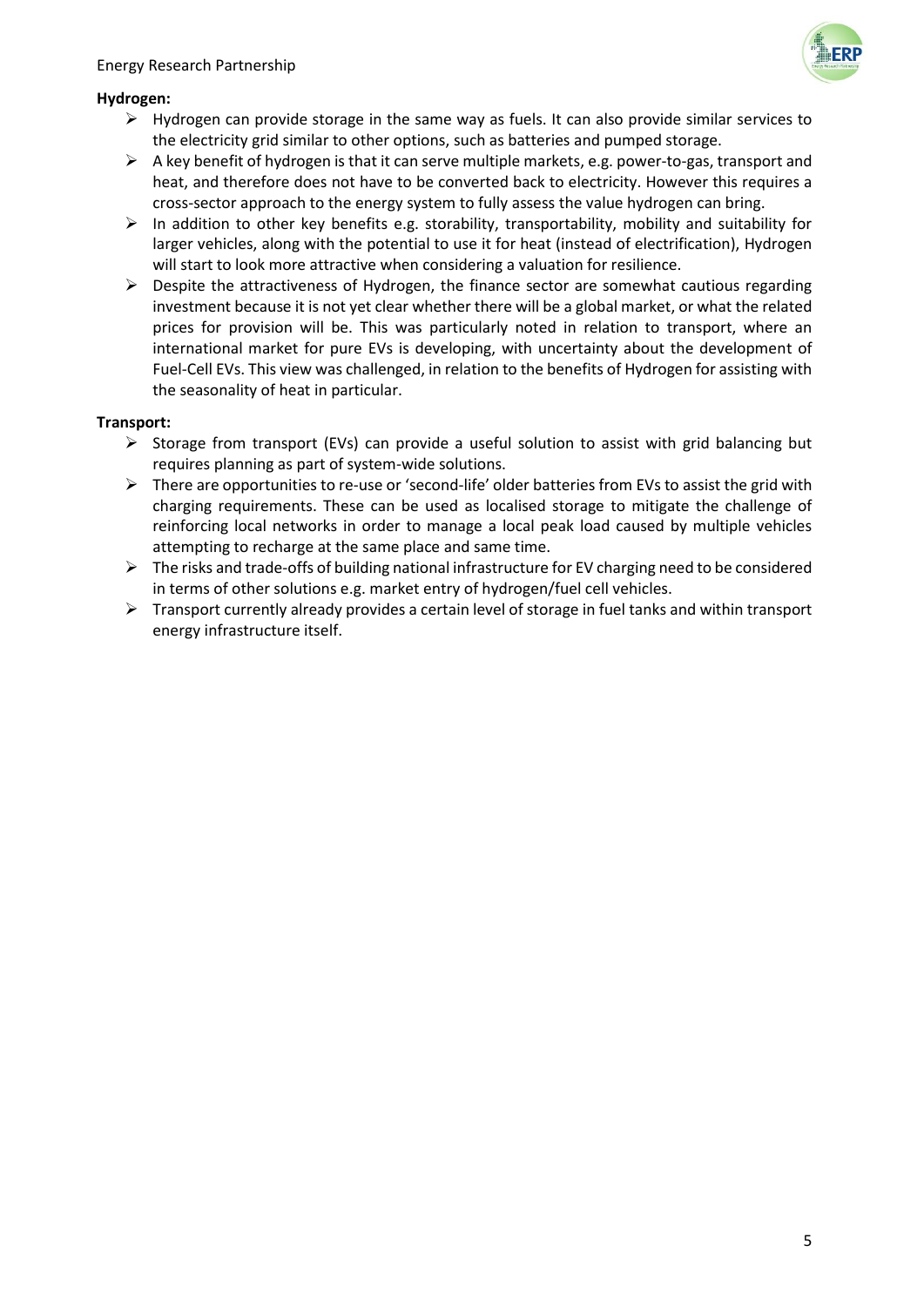**Hydrogen:**

- Hydrogen can provide storage in the same way as fuels. It can also provide similar services to the electricity grid similar to other options, such as batteries and pumped storage.
- A key benefit of hydrogen is that it can serve multiple markets, e.g. power-to-gas, transport and heat, and therefore does not have to be converted back to electricity. However this requires a cross-sector approach to the energy system to fully assess the value hydrogen can bring.
- In addition to other key benefits e.g. storability, transportability, mobility and suitability for larger vehicles, along with the potential to use it for heat (instead of electrification), Hydrogen will start to look more attractive when considering a valuation for resilience.
- Despite the attractiveness of Hydrogen, the finance sector are somewhat cautious regarding investment because it is not yet clear whether there will be a global market, or what the related prices for provision will be. This was particularly noted in relation to transport, where an international market for pure EVs is developing, with uncertainty about the development of Fuel-Cell EVs. This view was challenged, in relation to the benefits of Hydrogen for assisting with the seasonality of heat in particular.

**Transport:**

- Storage from transport (EVs) can provide a useful solution to assist with grid balancing but requires planning as part of system-wide solutions.
- There are opportunities to re-use or 'second-life' older batteries from EVs to assist the grid with charging requirements. These can be used as localised storage to mitigate the challenge of reinforcing local networks in order to manage a local peak load caused by multiple vehicles attempting to recharge at the same place and same time.
- The risks and trade-offs of building national infrastructure for EV charging need to be considered in terms of other solutions e.g. market entry of hydrogen/fuel cell vehicles.
- Transport currently already provides a certain level of storage in fuel tanks and within transport energy infrastructure itself.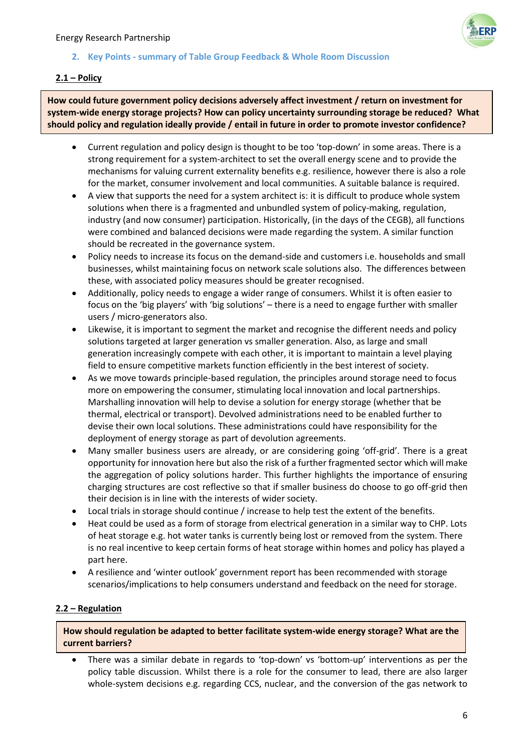## 2. Key Points - summary of Table Group Feedback & Whole Room Discussion

### 2.1 – Policy

**How could future government policy decisions adversely affect investment / return on investment for system-wide energy storage projects? How can policy uncertainty surrounding storage be reduced? What should policy and regulation ideally provide / entail in future in order to promote investor confidence?**

- Current regulation and policy design is thought to be too 'top-down' in some areas. There is a strong requirement for a system-architect to set the overall energy scene and to provide the mechanisms for valuing current externality benefits e.g. resilience, however there is also a role for the market, consumer involvement and local communities. A suitable balance is required.
- A view that supports the need for a system architect is: it is difficult to produce whole system solutions when there is a fragmented and unbundled system of policy-making, regulation, industry (and now consumer) participation. Historically, (in the days of the CEGB), all functions were combined and balanced decisions were made regarding the system. A similar function should be recreated in the governance system.
- Policy needs to increase its focus on the demand-side and customers i.e. households and small businesses, whilst maintaining focus on network scale solutions also. The differences between these, with associated policy measures should be greater recognised.
- Additionally, policy needs to engage a wider range of consumers. Whilst it is often easier to focus on the 'big players' with 'big solutions' – there is a need to engage further with smaller users / micro-generators also.
- Likewise, it is important to segment the market and recognise the different needs and policy solutions targeted at larger generation vs smaller generation. Also, as large and small generation increasingly compete with each other, it is important to maintain a level playing field to ensure competitive markets function efficiently in the best interest of society.
- As we move towards principle-based regulation, the principles around storage need to focus more on empowering the consumer, stimulating local innovation and local partnerships. Marshalling innovation will help to devise a solution for energy storage (whether that be thermal, electrical or transport). Devolved administrations need to be enabled further to devise their own local solutions. These administrations could have responsibility for the deployment of energy storage as part of devolution agreements.
- Many smaller business users are already, or are considering going 'off-grid'. There is a great opportunity for innovation here but also the risk of a further fragmented sector which will make the aggregation of policy solutions harder. This further highlights the importance of ensuring charging structures are cost reflective so that if smaller business do choose to go off-grid then their decision is in line with the interests of wider society.
- Local trials in storage should continue / increase to help test the extent of the benefits.
- Heat could be used as a form of storage from electrical generation in a similar way to CHP. Lots of heat storage e.g. hot water tanks is currently being lost or removed from the system. There is no real incentive to keep certain forms of heat storage within homes and policy has played a part here.
- A resilience and 'winter outlook' government report has been recommended with storage scenarios/implications to help consumers understand and feedback on the need for storage.

### 2.2 – Regulation

**How should regulation be adapted to better facilitate system-wide energy storage? What are the current barriers?**

- There was a similar debate in regards to 'top-down' vs 'bottom-up' interventions as per the policy table discussion. Whilst there is a role for the consumer to lead, there are also larger whole-system decisions e.g. regarding CCS, nuclear, and the conversion of the gas network to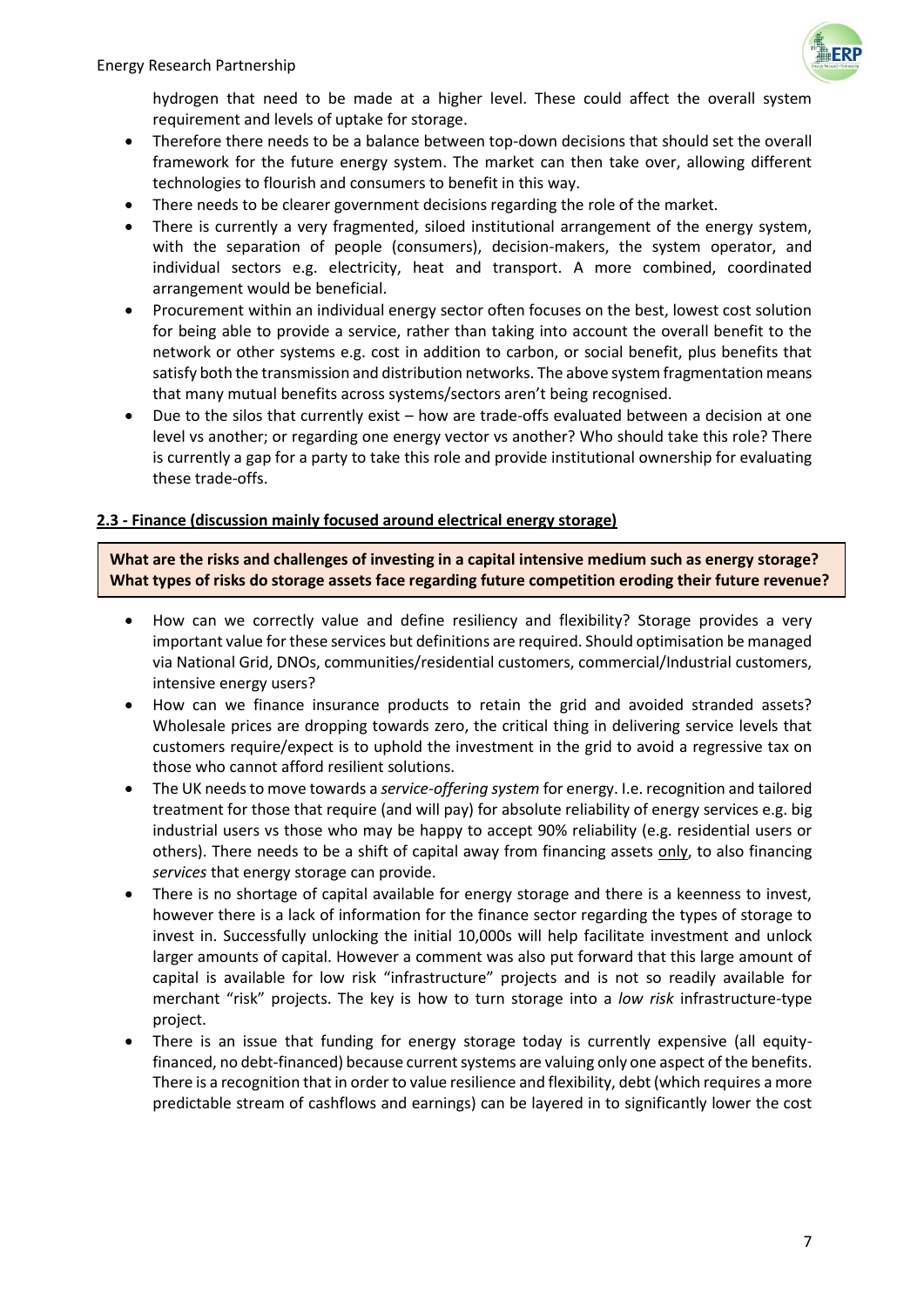hydrogen that need to be made at a higher level. These could affect the overall system requirement and levels of uptake for storage.

- Therefore there needs to be a balance between top-down decisions that should set the overall framework for the future energy system. The market can then take over, allowing different technologies to flourish and consumers to benefit in this way.
- There needs to be clearer government decisions regarding the role of the market.
- There is currently a very fragmented, siloed institutional arrangement of the energy system, with the separation of people (consumers), decision-makers, the system operator, and individual sectors e.g. electricity, heat and transport. A more combined, coordinated arrangement would be beneficial.
- Procurement within an individual energy sector often focuses on the best, lowest cost solution for being able to provide a service, rather than taking into account the overall benefit to the network or other systems e.g. cost in addition to carbon, or social benefit, plus benefits that satisfy both the transmission and distribution networks. The above system fragmentation means that many mutual benefits across systems/sectors aren't being recognised.
- Due to the silos that currently exist – how are trade-offs evaluated between a decision at one level vs another; or regarding one energy vector vs another? Who should take this role? There is currently a gap for a party to take this role and provide institutional ownership for evaluating these trade-offs.

### 2.3 - Finance (discussion mainly focused around electrical energy storage)

**What are the risks and challenges of investing in a capital intensive medium such as energy storage? What types of risks do storage assets face regarding future competition eroding their future revenue?**

- How can we correctly value and define resiliency and flexibility? Storage provides a very important value for these services but definitions are required. Should optimisation be managed via National Grid, DNOs, communities/residential customers, commercial/Industrial customers, intensive energy users?
- How can we finance insurance products to retain the grid and avoided stranded assets? Wholesale prices are dropping towards zero, the critical thing in delivering service levels that customers require/expect is to uphold the investment in the grid to avoid a regressive tax on those who cannot afford resilient solutions.
- The UK needs to move towards a *service-offering system* for energy. I.e. recognition and tailored treatment for those that require (and will pay) for absolute reliability of energy services e.g. big industrial users vs those who may be happy to accept 90% reliability (e.g. residential users or others). There needs to be a shift of capital away from financing assets only, to also financing *services* that energy storage can provide.
- There is no shortage of capital available for energy storage and there is a keenness to invest, however there is a lack of information for the finance sector regarding the types of storage to invest in. Successfully unlocking the initial 10,000s will help facilitate investment and unlock larger amounts of capital. However a comment was also put forward that this large amount of capital is available for low risk "infrastructure" projects and is not so readily available for merchant "risk" projects. The key is how to turn storage into a *low risk* infrastructure-type project.
- There is an issue that funding for energy storage today is currently expensive (all equity-financed, no debt-financed) because current systems are valuing only one aspect of the benefits. There is a recognition that in order to value resilience and flexibility, debt (which requires a more predictable stream of cashflows and earnings) can be layered in to significantly lower the cost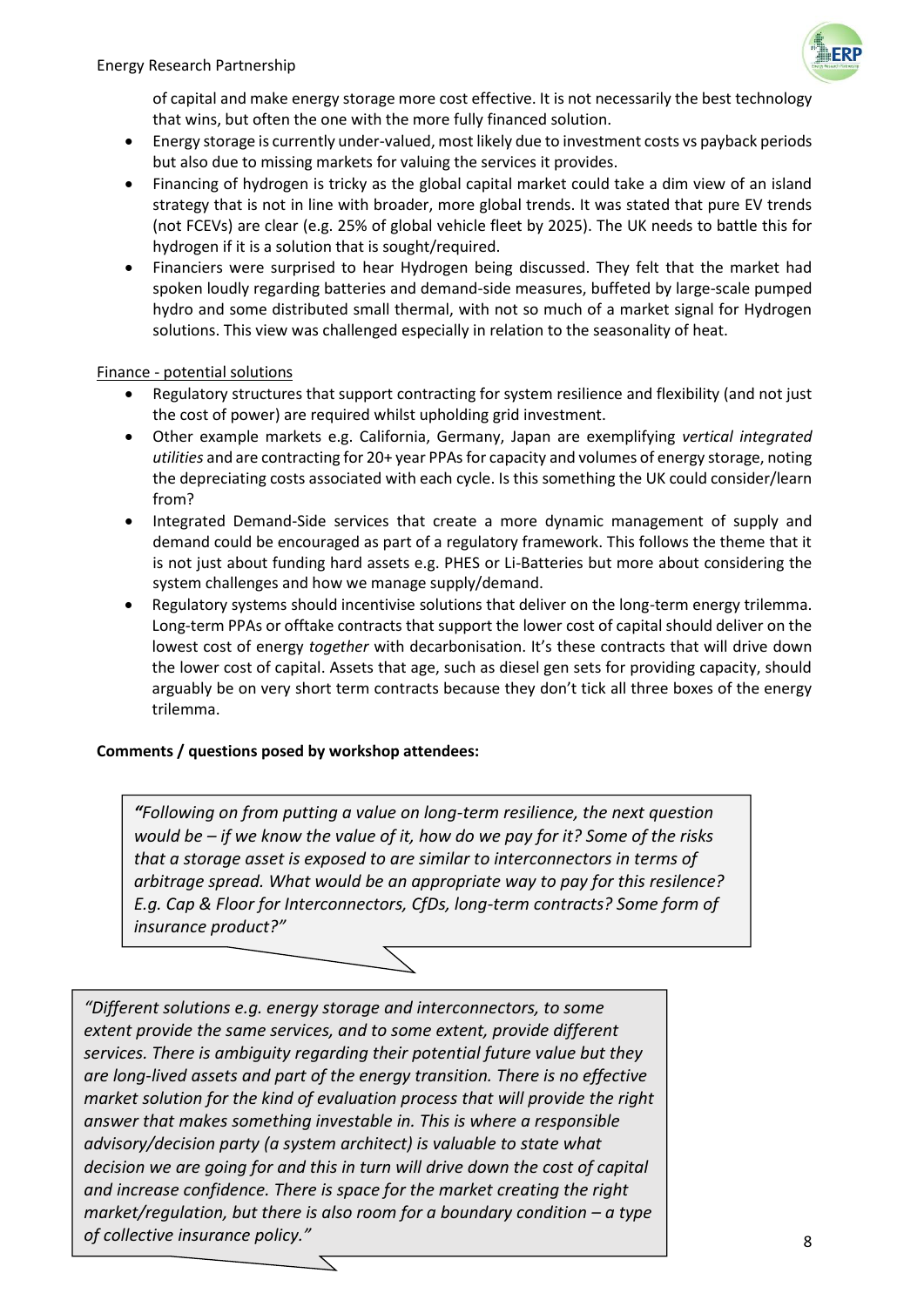of capital and make energy storage more cost effective. It is not necessarily the best technology that wins, but often the one with the more fully financed solution.

- Energy storage is currently under-valued, most likely due to investment costs vs payback periods but also due to missing markets for valuing the services it provides.
- Financing of hydrogen is tricky as the global capital market could take a dim view of an island strategy that is not in line with broader, more global trends. It was stated that pure EV trends (not FCEVs) are clear (e.g. 25% of global vehicle fleet by 2025). The UK needs to battle this for hydrogen if it is a solution that is sought/required.
- Financiers were surprised to hear Hydrogen being discussed. They felt that the market had spoken loudly regarding batteries and demand-side measures, buffeted by large-scale pumped hydro and some distributed small thermal, with not so much of a market signal for Hydrogen solutions. This view was challenged especially in relation to the seasonality of heat.

Finance - potential solutions

- Regulatory structures that support contracting for system resilience and flexibility (and not just the cost of power) are required whilst upholding grid investment.
- Other example markets e.g. California, Germany, Japan are exemplifying *vertical integrated utilities* and are contracting for 20+ year PPAs for capacity and volumes of energy storage, noting the depreciating costs associated with each cycle. Is this something the UK could consider/learn from?
- Integrated Demand-Side services that create a more dynamic management of supply and demand could be encouraged as part of a regulatory framework. This follows the theme that it is not just about funding hard assets e.g. PHES or Li-Batteries but more about considering the system challenges and how we manage supply/demand.
- Regulatory systems should incentivise solutions that deliver on the long-term energy trilemma. Long-term PPAs or offtake contracts that support the lower cost of capital should deliver on the lowest cost of energy *together* with decarbonisation. It's these contracts that will drive down the lower cost of capital. Assets that age, such as diesel gen sets for providing capacity, should arguably be on very short term contracts because they don't tick all three boxes of the energy trilemma.

**Comments / questions posed by workshop attendees:**

> *"Following on from putting a value on long-term resilience, the next question would be – if we know the value of it, how do we pay for it? Some of the risks that a storage asset is exposed to are similar to interconnectors in terms of arbitrage spread. What would be an appropriate way to pay for this resilence? E.g. Cap & Floor for Interconnectors, CfDs, long-term contracts? Some form of insurance product?"*

> *"Different solutions e.g. energy storage and interconnectors, to some extent provide the same services, and to some extent, provide different services. There is ambiguity regarding their potential future value but they are long-lived assets and part of the energy transition. There is no effective market solution for the kind of evaluation process that will provide the right answer that makes something investable in. This is where a responsible advisory/decision party (a system architect) is valuable to state what decision we are going for and this in turn will drive down the cost of capital and increase confidence. There is space for the market creating the right market/regulation, but there is also room for a boundary condition – a type of collective insurance policy."*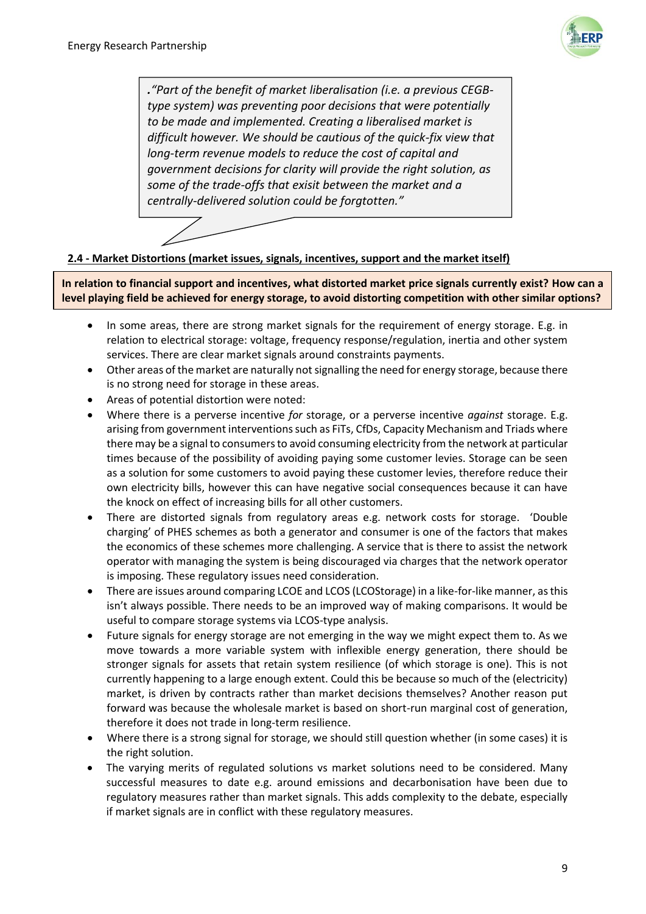*."Part of the benefit of market liberalisation (i.e. a previous CEGB-type system) was preventing poor decisions that were potentially to be made and implemented. Creating a liberalised market is difficult however. We should be cautious of the quick-fix view that long-term revenue models to reduce the cost of capital and government decisions for clarity will provide the right solution, as some of the trade-offs that exisit between the market and a centrally-delivered solution could be forgtotten."*

**2.4 - Market Distortions (market issues, signals, incentives, support and the market itself)**

**In relation to financial support and incentives, what distorted market price signals currently exist? How can a level playing field be achieved for energy storage, to avoid distorting competition with other similar options?**

- In some areas, there are strong market signals for the requirement of energy storage. E.g. in relation to electrical storage: voltage, frequency response/regulation, inertia and other system services. There are clear market signals around constraints payments.
- Other areas of the market are naturally not signalling the need for energy storage, because there is no strong need for storage in these areas.
- Areas of potential distortion were noted:
- Where there is a perverse incentive *for* storage, or a perverse incentive *against* storage. E.g. arising from government interventions such as FiTs, CfDs, Capacity Mechanism and Triads where there may be a signal to consumers to avoid consuming electricity from the network at particular times because of the possibility of avoiding paying some customer levies. Storage can be seen as a solution for some customers to avoid paying these customer levies, therefore reduce their own electricity bills, however this can have negative social consequences because it can have the knock on effect of increasing bills for all other customers.
- There are distorted signals from regulatory areas e.g. network costs for storage. 'Double charging' of PHES schemes as both a generator and consumer is one of the factors that makes the economics of these schemes more challenging. A service that is there to assist the network operator with managing the system is being discouraged via charges that the network operator is imposing. These regulatory issues need consideration.
- There are issues around comparing LCOE and LCOS (LCOStorage) in a like-for-like manner, as this isn't always possible. There needs to be an improved way of making comparisons. It would be useful to compare storage systems via LCOS-type analysis.
- Future signals for energy storage are not emerging in the way we might expect them to. As we move towards a more variable system with inflexible energy generation, there should be stronger signals for assets that retain system resilience (of which storage is one). This is not currently happening to a large enough extent. Could this be because so much of the (electricity) market, is driven by contracts rather than market decisions themselves? Another reason put forward was because the wholesale market is based on short-run marginal cost of generation, therefore it does not trade in long-term resilience.
- Where there is a strong signal for storage, we should still question whether (in some cases) it is the right solution.
- The varying merits of regulated solutions vs market solutions need to be considered. Many successful measures to date e.g. around emissions and decarbonisation have been due to regulatory measures rather than market signals. This adds complexity to the debate, especially if market signals are in conflict with these regulatory measures.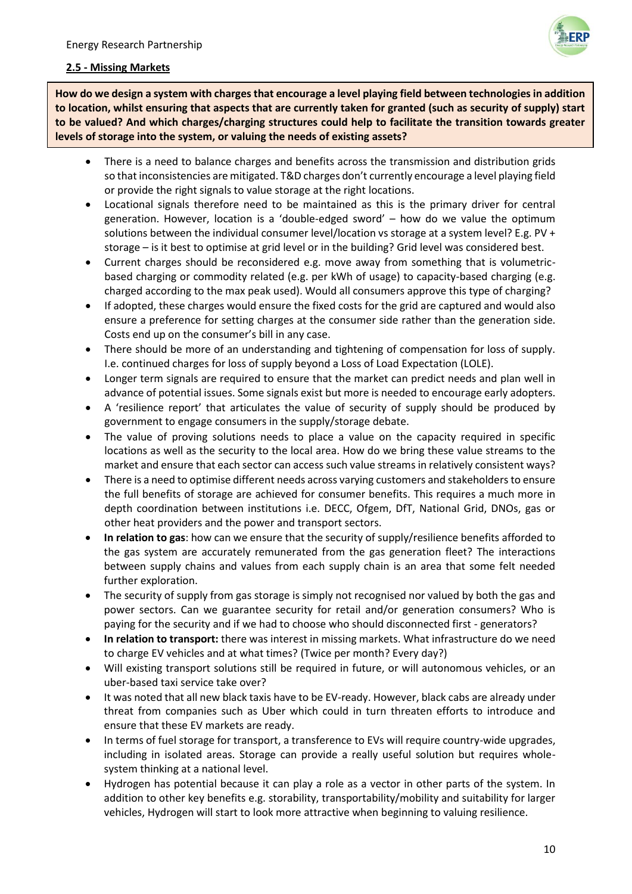## 2.5 - Missing Markets

**How do we design a system with charges that encourage a level playing field between technologies in addition to location, whilst ensuring that aspects that are currently taken for granted (such as security of supply) start to be valued? And which charges/charging structures could help to facilitate the transition towards greater levels of storage into the system, or valuing the needs of existing assets?**

- There is a need to balance charges and benefits across the transmission and distribution grids so that inconsistencies are mitigated. T&D charges don't currently encourage a level playing field or provide the right signals to value storage at the right locations.
- Locational signals therefore need to be maintained as this is the primary driver for central generation. However, location is a 'double-edged sword' – how do we value the optimum solutions between the individual consumer level/location vs storage at a system level? E.g. PV + storage – is it best to optimise at grid level or in the building? Grid level was considered best.
- Current charges should be reconsidered e.g. move away from something that is volumetric-based charging or commodity related (e.g. per kWh of usage) to capacity-based charging (e.g. charged according to the max peak used). Would all consumers approve this type of charging?
- If adopted, these charges would ensure the fixed costs for the grid are captured and would also ensure a preference for setting charges at the consumer side rather than the generation side. Costs end up on the consumer's bill in any case.
- There should be more of an understanding and tightening of compensation for loss of supply. I.e. continued charges for loss of supply beyond a Loss of Load Expectation (LOLE).
- Longer term signals are required to ensure that the market can predict needs and plan well in advance of potential issues. Some signals exist but more is needed to encourage early adopters.
- A 'resilience report' that articulates the value of security of supply should be produced by government to engage consumers in the supply/storage debate.
- The value of proving solutions needs to place a value on the capacity required in specific locations as well as the security to the local area. How do we bring these value streams to the market and ensure that each sector can access such value streams in relatively consistent ways?
- There is a need to optimise different needs across varying customers and stakeholders to ensure the full benefits of storage are achieved for consumer benefits. This requires a much more in depth coordination between institutions i.e. DECC, Ofgem, DfT, National Grid, DNOs, gas or other heat providers and the power and transport sectors.
- **In relation to gas**: how can we ensure that the security of supply/resilience benefits afforded to the gas system are accurately remunerated from the gas generation fleet? The interactions between supply chains and values from each supply chain is an area that some felt needed further exploration.
- The security of supply from gas storage is simply not recognised nor valued by both the gas and power sectors. Can we guarantee security for retail and/or generation consumers? Who is paying for the security and if we had to choose who should disconnected first - generators?
- **In relation to transport:** there was interest in missing markets. What infrastructure do we need to charge EV vehicles and at what times? (Twice per month? Every day?)
- Will existing transport solutions still be required in future, or will autonomous vehicles, or an uber-based taxi service take over?
- It was noted that all new black taxis have to be EV-ready. However, black cabs are already under threat from companies such as Uber which could in turn threaten efforts to introduce and ensure that these EV markets are ready.
- In terms of fuel storage for transport, a transference to EVs will require country-wide upgrades, including in isolated areas. Storage can provide a really useful solution but requires whole-system thinking at a national level.
- Hydrogen has potential because it can play a role as a vector in other parts of the system. In addition to other key benefits e.g. storability, transportability/mobility and suitability for larger vehicles, Hydrogen will start to look more attractive when beginning to valuing resilience.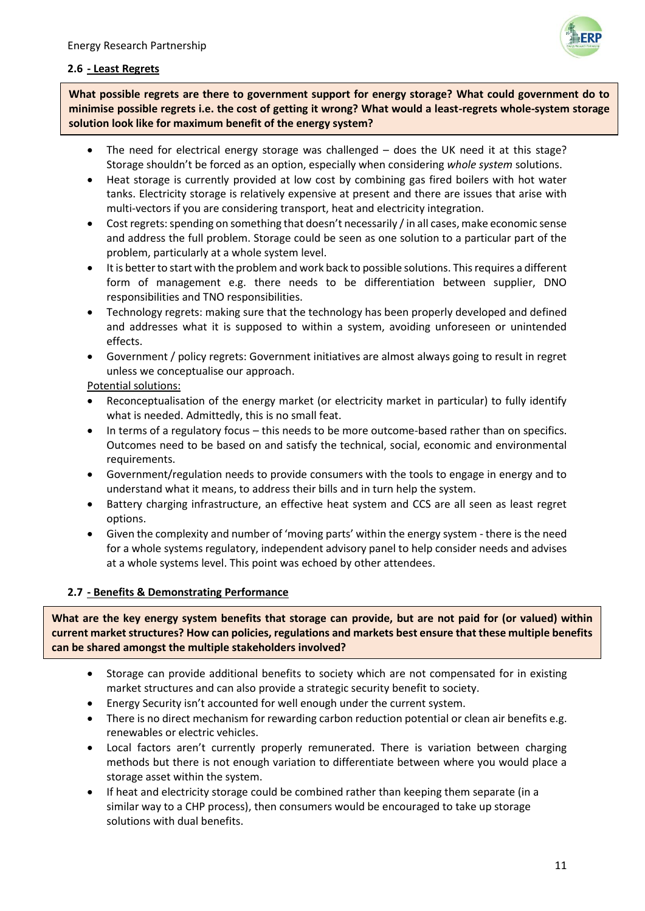### 2.6 - Least Regrets

**What possible regrets are there to government support for energy storage? What could government do to minimise possible regrets i.e. the cost of getting it wrong? What would a least-regrets whole-system storage solution look like for maximum benefit of the energy system?**

- The need for electrical energy storage was challenged – does the UK need it at this stage? Storage shouldn't be forced as an option, especially when considering *whole system* solutions.
- Heat storage is currently provided at low cost by combining gas fired boilers with hot water tanks. Electricity storage is relatively expensive at present and there are issues that arise with multi-vectors if you are considering transport, heat and electricity integration.
- Cost regrets: spending on something that doesn't necessarily / in all cases, make economic sense and address the full problem. Storage could be seen as one solution to a particular part of the problem, particularly at a whole system level.
- It is better to start with the problem and work back to possible solutions. This requires a different form of management e.g. there needs to be differentiation between supplier, DNO responsibilities and TNO responsibilities.
- Technology regrets: making sure that the technology has been properly developed and defined and addresses what it is supposed to within a system, avoiding unforeseen or unintended effects.
- Government / policy regrets: Government initiatives are almost always going to result in regret unless we conceptualise our approach.

<u>Potential solutions:</u>

- Reconceptualisation of the energy market (or electricity market in particular) to fully identify what is needed. Admittedly, this is no small feat.
- In terms of a regulatory focus – this needs to be more outcome-based rather than on specifics. Outcomes need to be based on and satisfy the technical, social, economic and environmental requirements.
- Government/regulation needs to provide consumers with the tools to engage in energy and to understand what it means, to address their bills and in turn help the system.
- Battery charging infrastructure, an effective heat system and CCS are all seen as least regret options.
- Given the complexity and number of 'moving parts' within the energy system - there is the need for a whole systems regulatory, independent advisory panel to help consider needs and advises at a whole systems level. This point was echoed by other attendees.

### 2.7 - Benefits & Demonstrating Performance

**What are the key energy system benefits that storage can provide, but are not paid for (or valued) within current market structures? How can policies, regulations and markets best ensure that these multiple benefits can be shared amongst the multiple stakeholders involved?**

- Storage can provide additional benefits to society which are not compensated for in existing market structures and can also provide a strategic security benefit to society.
- Energy Security isn't accounted for well enough under the current system.
- There is no direct mechanism for rewarding carbon reduction potential or clean air benefits e.g. renewables or electric vehicles.
- Local factors aren't currently properly remunerated. There is variation between charging methods but there is not enough variation to differentiate between where you would place a storage asset within the system.
- If heat and electricity storage could be combined rather than keeping them separate (in a similar way to a CHP process), then consumers would be encouraged to take up storage solutions with dual benefits.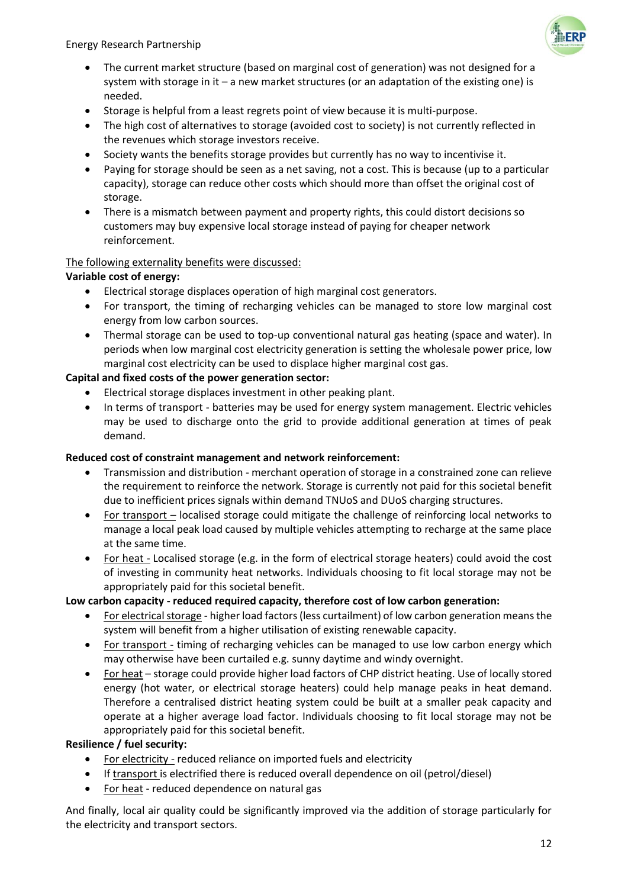- The current market structure (based on marginal cost of generation) was not designed for a system with storage in it – a new market structures (or an adaptation of the existing one) is needed.
- Storage is helpful from a least regrets point of view because it is multi-purpose.
- The high cost of alternatives to storage (avoided cost to society) is not currently reflected in the revenues which storage investors receive.
- Society wants the benefits storage provides but currently has no way to incentivise it.
- Paying for storage should be seen as a net saving, not a cost. This is because (up to a particular capacity), storage can reduce other costs which should more than offset the original cost of storage.
- There is a mismatch between payment and property rights, this could distort decisions so customers may buy expensive local storage instead of paying for cheaper network reinforcement.

<u>The following externality benefits were discussed:</u>

**Variable cost of energy:**

- Electrical storage displaces operation of high marginal cost generators.
- For transport, the timing of recharging vehicles can be managed to store low marginal cost energy from low carbon sources.
- Thermal storage can be used to top-up conventional natural gas heating (space and water). In periods when low marginal cost electricity generation is setting the wholesale power price, low marginal cost electricity can be used to displace higher marginal cost gas.

**Capital and fixed costs of the power generation sector:**

- Electrical storage displaces investment in other peaking plant.
- In terms of transport - batteries may be used for energy system management. Electric vehicles may be used to discharge onto the grid to provide additional generation at times of peak demand.

**Reduced cost of constraint management and network reinforcement:**

- Transmission and distribution - merchant operation of storage in a constrained zone can relieve the requirement to reinforce the network. Storage is currently not paid for this societal benefit due to inefficient prices signals within demand TNUoS and DUoS charging structures.
- <u>For transport</u> – localised storage could mitigate the challenge of reinforcing local networks to manage a local peak load caused by multiple vehicles attempting to recharge at the same place at the same time.
- <u>For heat</u> - Localised storage (e.g. in the form of electrical storage heaters) could avoid the cost of investing in community heat networks. Individuals choosing to fit local storage may not be appropriately paid for this societal benefit.

**Low carbon capacity - reduced required capacity, therefore cost of low carbon generation:**

- <u>For electrical storage</u> - higher load factors (less curtailment) of low carbon generation means the system will benefit from a higher utilisation of existing renewable capacity.
- <u>For transport</u> - timing of recharging vehicles can be managed to use low carbon energy which may otherwise have been curtailed e.g. sunny daytime and windy overnight.
- <u>For heat</u> – storage could provide higher load factors of CHP district heating. Use of locally stored energy (hot water, or electrical storage heaters) could help manage peaks in heat demand. Therefore a centralised district heating system could be built at a smaller peak capacity and operate at a higher average load factor. Individuals choosing to fit local storage may not be appropriately paid for this societal benefit.

**Resilience / fuel security:**

- <u>For electricity</u> - reduced reliance on imported fuels and electricity
- If <u>transport</u> is electrified there is reduced overall dependence on oil (petrol/diesel)
- <u>For heat</u> - reduced dependence on natural gas

And finally, local air quality could be significantly improved via the addition of storage particularly for the electricity and transport sectors.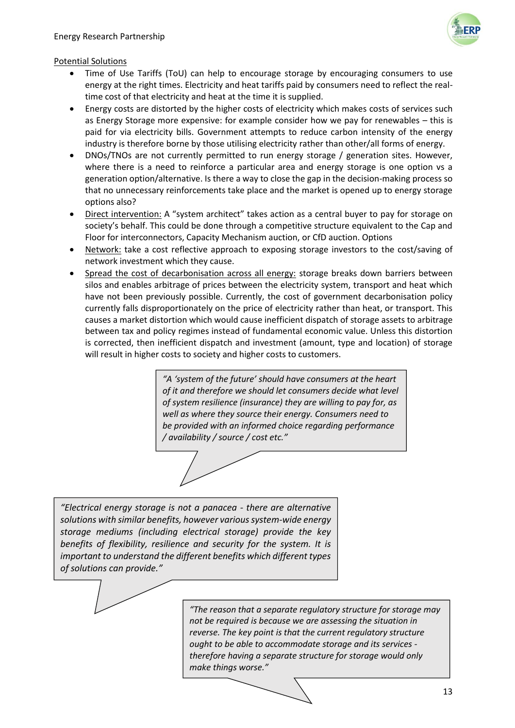Potential Solutions

- Time of Use Tariffs (ToU) can help to encourage storage by encouraging consumers to use energy at the right times. Electricity and heat tariffs paid by consumers need to reflect the real-time cost of that electricity and heat at the time it is supplied.
- Energy costs are distorted by the higher costs of electricity which makes costs of services such as Energy Storage more expensive: for example consider how we pay for renewables – this is paid for via electricity bills. Government attempts to reduce carbon intensity of the energy industry is therefore borne by those utilising electricity rather than other/all forms of energy.
- DNOs/TNOs are not currently permitted to run energy storage / generation sites. However, where there is a need to reinforce a particular area and energy storage is one option vs a generation option/alternative. Is there a way to close the gap in the decision-making process so that no unnecessary reinforcements take place and the market is opened up to energy storage options also?
- Direct intervention: A "system architect" takes action as a central buyer to pay for storage on society's behalf. This could be done through a competitive structure equivalent to the Cap and Floor for interconnectors, Capacity Mechanism auction, or CfD auction. Options
- Network: take a cost reflective approach to exposing storage investors to the cost/saving of network investment which they cause.
- Spread the cost of decarbonisation across all energy: storage breaks down barriers between silos and enables arbitrage of prices between the electricity system, transport and heat which have not been previously possible. Currently, the cost of government decarbonisation policy currently falls disproportionately on the price of electricity rather than heat, or transport. This causes a market distortion which would cause inefficient dispatch of storage assets to arbitrage between tax and policy regimes instead of fundamental economic value. Unless this distortion is corrected, then inefficient dispatch and investment (amount, type and location) of storage will result in higher costs to society and higher costs to customers.

> *"A 'system of the future' should have consumers at the heart of it and therefore we should let consumers decide what level of system resilience (insurance) they are willing to pay for, as well as where they source their energy. Consumers need to be provided with an informed choice regarding performance / availability / source / cost etc."*

> *"Electrical energy storage is not a panacea - there are alternative solutions with similar benefits, however various system-wide energy storage mediums (including electrical storage) provide the key benefits of flexibility, resilience and security for the system. It is important to understand the different benefits which different types of solutions can provide."*

> *"The reason that a separate regulatory structure for storage may not be required is because we are assessing the situation in reverse. The key point is that the current regulatory structure ought to be able to accommodate storage and its services - therefore having a separate structure for storage would only make things worse."*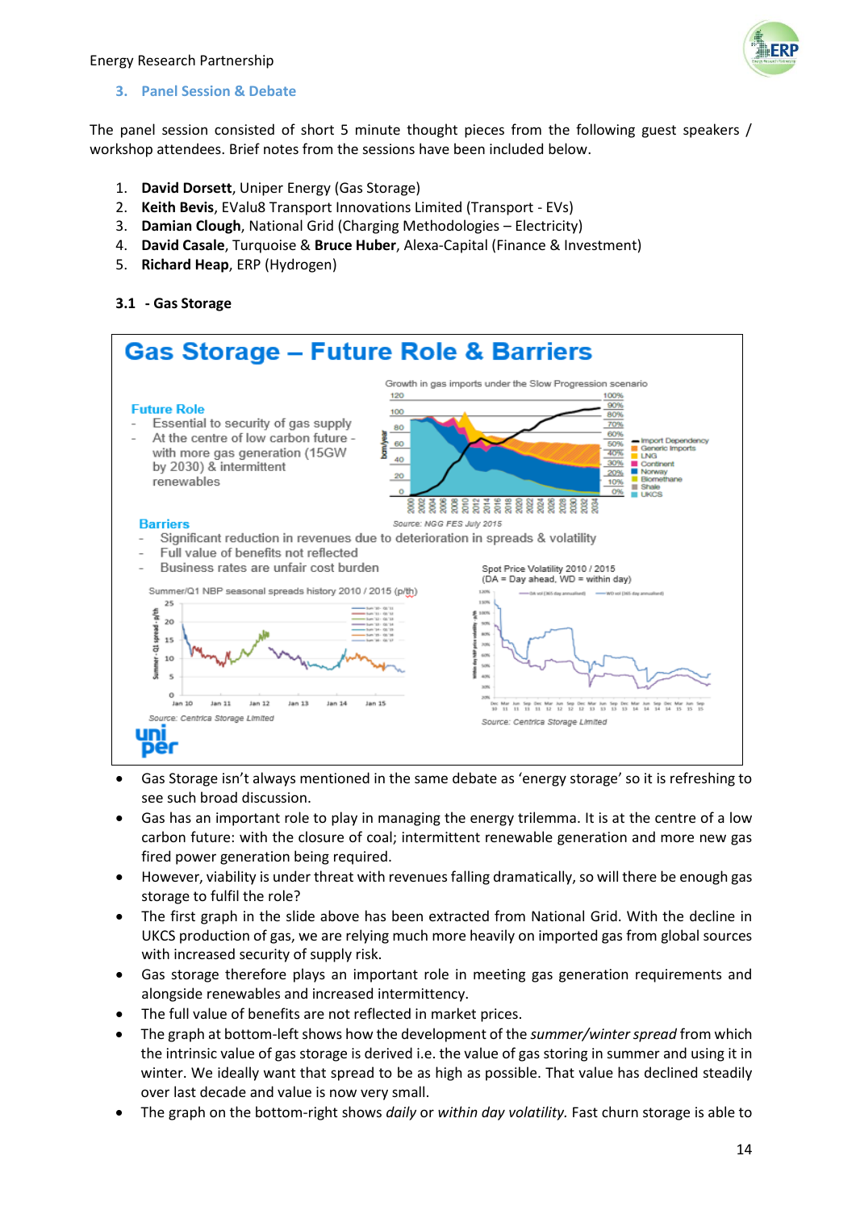### 3. Panel Session & Debate

The panel session consisted of short 5 minute thought pieces from the following guest speakers / workshop attendees. Brief notes from the sessions have been included below.

1. **David Dorsett**, Uniper Energy (Gas Storage)
2. **Keith Bevis**, EValu8 Transport Innovations Limited (Transport - EVs)
3. **Damian Clough**, National Grid (Charging Methodologies – Electricity)
4. **David Casale**, Turquoise & **Bruce Huber**, Alexa-Capital (Finance & Investment)
5. **Richard Heap**, ERP (Hydrogen)

#### 3.1 - Gas Storage

**Gas Storage – Future Role & Barriers**

**Future Role**

- Essential to security of gas supply
- At the centre of low carbon future - with more gas generation (15GW by 2030) & intermittent renewables

Growth in gas imports under the Slow Progression scenario

Source: NGG FES July 2015

**Barriers**

- Significant reduction in revenues due to deterioration in spreads & volatility
- Full value of benefits not reflected
- Business rates are unfair cost burden

Summer/Q1 NBP seasonal spreads history 2010 / 2015 (p/th)

Source: Centrica Storage Limited

Spot Price Volatility 2010 / 2015 (DA = Day ahead, WD = within day)

Source: Centrica Storage Limited

- Gas Storage isn't always mentioned in the same debate as 'energy storage' so it is refreshing to see such broad discussion.
- Gas has an important role to play in managing the energy trilemma. It is at the centre of a low carbon future: with the closure of coal; intermittent renewable generation and more new gas fired power generation being required.
- However, viability is under threat with revenues falling dramatically, so will there be enough gas storage to fulfil the role?
- The first graph in the slide above has been extracted from National Grid. With the decline in UKCS production of gas, we are relying much more heavily on imported gas from global sources with increased security of supply risk.
- Gas storage therefore plays an important role in meeting gas generation requirements and alongside renewables and increased intermittency.
- The full value of benefits are not reflected in market prices.
- The graph at bottom-left shows how the development of the *summer/winter spread* from which the intrinsic value of gas storage is derived i.e. the value of gas storing in summer and using it in winter. We ideally want that spread to be as high as possible. That value has declined steadily over last decade and value is now very small.
- The graph on the bottom-right shows *daily* or *within day volatility.* Fast churn storage is able to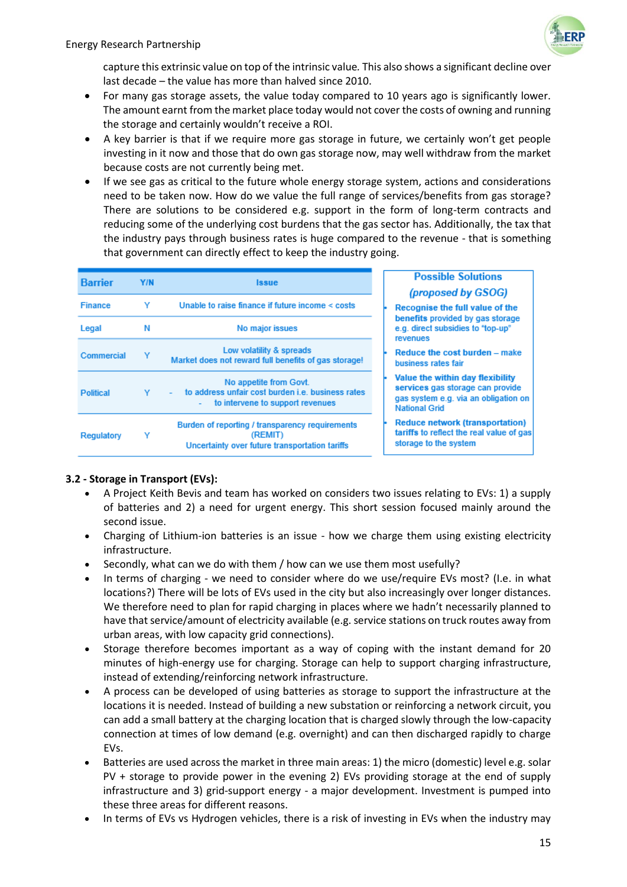capture this extrinsic value on top of the intrinsic value. This also shows a significant decline over last decade – the value has more than halved since 2010.

- For many gas storage assets, the value today compared to 10 years ago is significantly lower. The amount earnt from the market place today would not cover the costs of owning and running the storage and certainly wouldn't receive a ROI.
- A key barrier is that if we require more gas storage in future, we certainly won't get people investing in it now and those that do own gas storage now, may well withdraw from the market because costs are not currently being met.
- If we see gas as critical to the future whole energy storage system, actions and considerations need to be taken now. How do we value the full range of services/benefits from gas storage? There are solutions to be considered e.g. support in the form of long-term contracts and reducing some of the underlying cost burdens that the gas sector has. Additionally, the tax that the industry pays through business rates is huge compared to the revenue - that is something that government can directly effect to keep the industry going.

| Barrier | Y/N | Issue |
|---|---|---|
| Finance | Y | Unable to raise finance if future income < costs |
| Legal | N | No major issues |
| Commercial | Y | Low volatility & spreads<br>Market does not reward full benefits of gas storage! |
| Political | Y | No appetite from Govt.<br>- to address unfair cost burden i.e. business rates<br>- to intervene to support revenues |
| Regulatory | Y | Burden of reporting / transparency requirements (REMIT)<br>Uncertainty over future transportation tariffs |

**Possible Solutions**

***(proposed by GSOG)***

- **Recognise the full value of the benefits** provided by gas storage e.g. direct subsidies to "top-up" revenues
- **Reduce the cost burden** – make business rates fair
- **Value the within day flexibility services** gas storage can provide gas system e.g. via an obligation on National Grid
- **Reduce network (transportation) tariffs** to reflect the real value of gas storage to the system

**3.2 - Storage in Transport (EVs):**

- A Project Keith Bevis and team has worked on considers two issues relating to EVs: 1) a supply of batteries and 2) a need for urgent energy. This short session focused mainly around the second issue.
- Charging of Lithium-ion batteries is an issue - how we charge them using existing electricity infrastructure.
- Secondly, what can we do with them / how can we use them most usefully?
- In terms of charging - we need to consider where do we use/require EVs most? (I.e. in what locations?) There will be lots of EVs used in the city but also increasingly over longer distances. We therefore need to plan for rapid charging in places where we hadn't necessarily planned to have that service/amount of electricity available (e.g. service stations on truck routes away from urban areas, with low capacity grid connections).
- Storage therefore becomes important as a way of coping with the instant demand for 20 minutes of high-energy use for charging. Storage can help to support charging infrastructure, instead of extending/reinforcing network infrastructure.
- A process can be developed of using batteries as storage to support the infrastructure at the locations it is needed. Instead of building a new substation or reinforcing a network circuit, you can add a small battery at the charging location that is charged slowly through the low-capacity connection at times of low demand (e.g. overnight) and can then discharged rapidly to charge EVs.
- Batteries are used across the market in three main areas: 1) the micro (domestic) level e.g. solar PV + storage to provide power in the evening 2) EVs providing storage at the end of supply infrastructure and 3) grid-support energy - a major development. Investment is pumped into these three areas for different reasons.
- In terms of EVs vs Hydrogen vehicles, there is a risk of investing in EVs when the industry may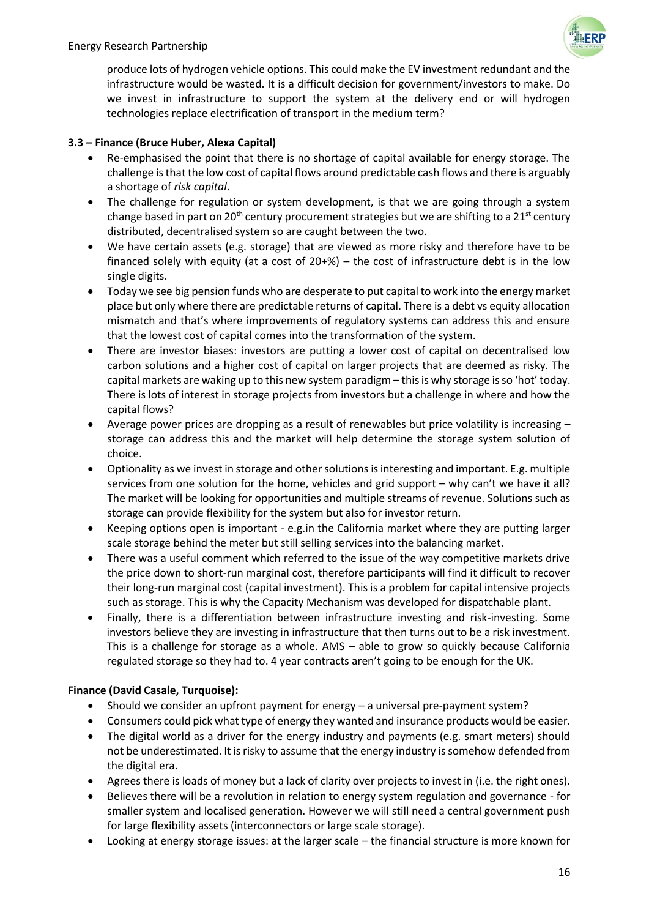produce lots of hydrogen vehicle options. This could make the EV investment redundant and the infrastructure would be wasted. It is a difficult decision for government/investors to make. Do we invest in infrastructure to support the system at the delivery end or will hydrogen technologies replace electrification of transport in the medium term?

**3.3 – Finance (Bruce Huber, Alexa Capital)**

- Re-emphasised the point that there is no shortage of capital available for energy storage. The challenge is that the low cost of capital flows around predictable cash flows and there is arguably a shortage of *risk capital*.
- The challenge for regulation or system development, is that we are going through a system change based in part on 20th century procurement strategies but we are shifting to a 21st century distributed, decentralised system so are caught between the two.
- We have certain assets (e.g. storage) that are viewed as more risky and therefore have to be financed solely with equity (at a cost of 20+%) – the cost of infrastructure debt is in the low single digits.
- Today we see big pension funds who are desperate to put capital to work into the energy market place but only where there are predictable returns of capital. There is a debt vs equity allocation mismatch and that's where improvements of regulatory systems can address this and ensure that the lowest cost of capital comes into the transformation of the system.
- There are investor biases: investors are putting a lower cost of capital on decentralised low carbon solutions and a higher cost of capital on larger projects that are deemed as risky. The capital markets are waking up to this new system paradigm – this is why storage is so 'hot' today. There is lots of interest in storage projects from investors but a challenge in where and how the capital flows?
- Average power prices are dropping as a result of renewables but price volatility is increasing – storage can address this and the market will help determine the storage system solution of choice.
- Optionality as we invest in storage and other solutions is interesting and important. E.g. multiple services from one solution for the home, vehicles and grid support – why can't we have it all? The market will be looking for opportunities and multiple streams of revenue. Solutions such as storage can provide flexibility for the system but also for investor return.
- Keeping options open is important - e.g.in the California market where they are putting larger scale storage behind the meter but still selling services into the balancing market.
- There was a useful comment which referred to the issue of the way competitive markets drive the price down to short-run marginal cost, therefore participants will find it difficult to recover their long-run marginal cost (capital investment). This is a problem for capital intensive projects such as storage. This is why the Capacity Mechanism was developed for dispatchable plant.
- Finally, there is a differentiation between infrastructure investing and risk-investing. Some investors believe they are investing in infrastructure that then turns out to be a risk investment. This is a challenge for storage as a whole. AMS – able to grow so quickly because California regulated storage so they had to. 4 year contracts aren't going to be enough for the UK.

**Finance (David Casale, Turquoise):**

- Should we consider an upfront payment for energy – a universal pre-payment system?
- Consumers could pick what type of energy they wanted and insurance products would be easier.
- The digital world as a driver for the energy industry and payments (e.g. smart meters) should not be underestimated. It is risky to assume that the energy industry is somehow defended from the digital era.
- Agrees there is loads of money but a lack of clarity over projects to invest in (i.e. the right ones).
- Believes there will be a revolution in relation to energy system regulation and governance - for smaller system and localised generation. However we will still need a central government push for large flexibility assets (interconnectors or large scale storage).
- Looking at energy storage issues: at the larger scale – the financial structure is more known for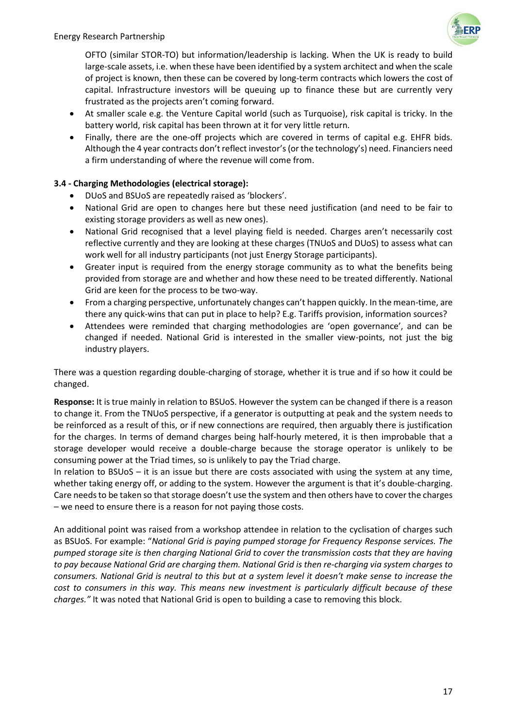OFTO (similar STOR-TO) but information/leadership is lacking. When the UK is ready to build large-scale assets, i.e. when these have been identified by a system architect and when the scale of project is known, then these can be covered by long-term contracts which lowers the cost of capital. Infrastructure investors will be queuing up to finance these but are currently very frustrated as the projects aren't coming forward.

- At smaller scale e.g. the Venture Capital world (such as Turquoise), risk capital is tricky. In the battery world, risk capital has been thrown at it for very little return.
- Finally, there are the one-off projects which are covered in terms of capital e.g. EHFR bids. Although the 4 year contracts don't reflect investor's (or the technology's) need. Financiers need a firm understanding of where the revenue will come from.

**3.4 - Charging Methodologies (electrical storage):**

- DUoS and BSUoS are repeatedly raised as 'blockers'.
- National Grid are open to changes here but these need justification (and need to be fair to existing storage providers as well as new ones).
- National Grid recognised that a level playing field is needed. Charges aren't necessarily cost reflective currently and they are looking at these charges (TNUoS and DUoS) to assess what can work well for all industry participants (not just Energy Storage participants).
- Greater input is required from the energy storage community as to what the benefits being provided from storage are and whether and how these need to be treated differently. National Grid are keen for the process to be two-way.
- From a charging perspective, unfortunately changes can't happen quickly. In the mean-time, are there any quick-wins that can put in place to help? E.g. Tariffs provision, information sources?
- Attendees were reminded that charging methodologies are 'open governance', and can be changed if needed. National Grid is interested in the smaller view-points, not just the big industry players.

There was a question regarding double-charging of storage, whether it is true and if so how it could be changed.

**Response:** It is true mainly in relation to BSUoS. However the system can be changed if there is a reason to change it. From the TNUoS perspective, if a generator is outputting at peak and the system needs to be reinforced as a result of this, or if new connections are required, then arguably there is justification for the charges. In terms of demand charges being half-hourly metered, it is then improbable that a storage developer would receive a double-charge because the storage operator is unlikely to be consuming power at the Triad times, so is unlikely to pay the Triad charge.
In relation to BSUoS – it is an issue but there are costs associated with using the system at any time, whether taking energy off, or adding to the system. However the argument is that it's double-charging. Care needs to be taken so that storage doesn't use the system and then others have to cover the charges – we need to ensure there is a reason for not paying those costs.

An additional point was raised from a workshop attendee in relation to the cyclisation of charges such as BSUoS. For example: "*National Grid is paying pumped storage for Frequency Response services. The pumped storage site is then charging National Grid to cover the transmission costs that they are having to pay because National Grid are charging them. National Grid is then re-charging via system charges to consumers. National Grid is neutral to this but at a system level it doesn't make sense to increase the cost to consumers in this way. This means new investment is particularly difficult because of these charges."* It was noted that National Grid is open to building a case to removing this block.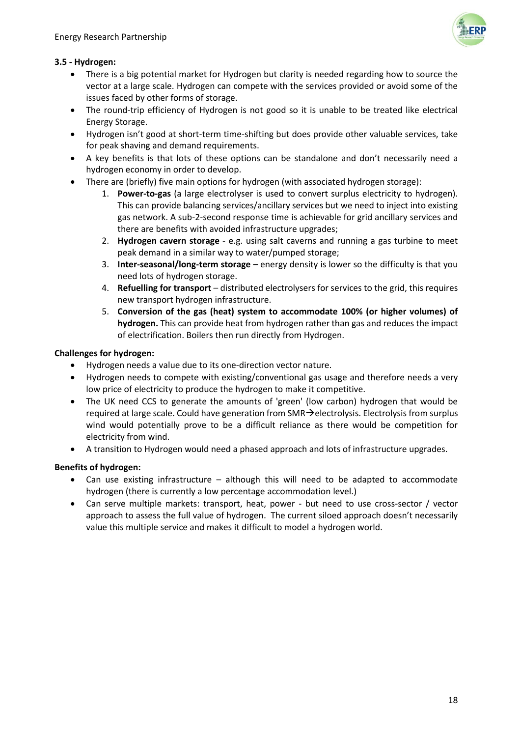**3.5 - Hydrogen:**

- There is a big potential market for Hydrogen but clarity is needed regarding how to source the vector at a large scale. Hydrogen can compete with the services provided or avoid some of the issues faced by other forms of storage.
- The round-trip efficiency of Hydrogen is not good so it is unable to be treated like electrical Energy Storage.
- Hydrogen isn't good at short-term time-shifting but does provide other valuable services, take for peak shaving and demand requirements.
- A key benefits is that lots of these options can be standalone and don't necessarily need a hydrogen economy in order to develop.
- There are (briefly) five main options for hydrogen (with associated hydrogen storage):
    1. **Power-to-gas** (a large electrolyser is used to convert surplus electricity to hydrogen). This can provide balancing services/ancillary services but we need to inject into existing gas network. A sub-2-second response time is achievable for grid ancillary services and there are benefits with avoided infrastructure upgrades;
    2. **Hydrogen cavern storage** - e.g. using salt caverns and running a gas turbine to meet peak demand in a similar way to water/pumped storage;
    3. **Inter-seasonal/long-term storage** – energy density is lower so the difficulty is that you need lots of hydrogen storage.
    4. **Refuelling for transport** – distributed electrolysers for services to the grid, this requires new transport hydrogen infrastructure.
    5. **Conversion of the gas (heat) system to accommodate 100% (or higher volumes) of hydrogen.** This can provide heat from hydrogen rather than gas and reduces the impact of electrification. Boilers then run directly from Hydrogen.

**Challenges for hydrogen:**

- Hydrogen needs a value due to its one-direction vector nature.
- Hydrogen needs to compete with existing/conventional gas usage and therefore needs a very low price of electricity to produce the hydrogen to make it competitive.
- The UK need CCS to generate the amounts of 'green' (low carbon) hydrogen that would be required at large scale. Could have generation from SMR→electrolysis. Electrolysis from surplus wind would potentially prove to be a difficult reliance as there would be competition for electricity from wind.
- A transition to Hydrogen would need a phased approach and lots of infrastructure upgrades.

**Benefits of hydrogen:**

- Can use existing infrastructure – although this will need to be adapted to accommodate hydrogen (there is currently a low percentage accommodation level.)
- Can serve multiple markets: transport, heat, power - but need to use cross-sector / vector approach to assess the full value of hydrogen. The current siloed approach doesn't necessarily value this multiple service and makes it difficult to model a hydrogen world.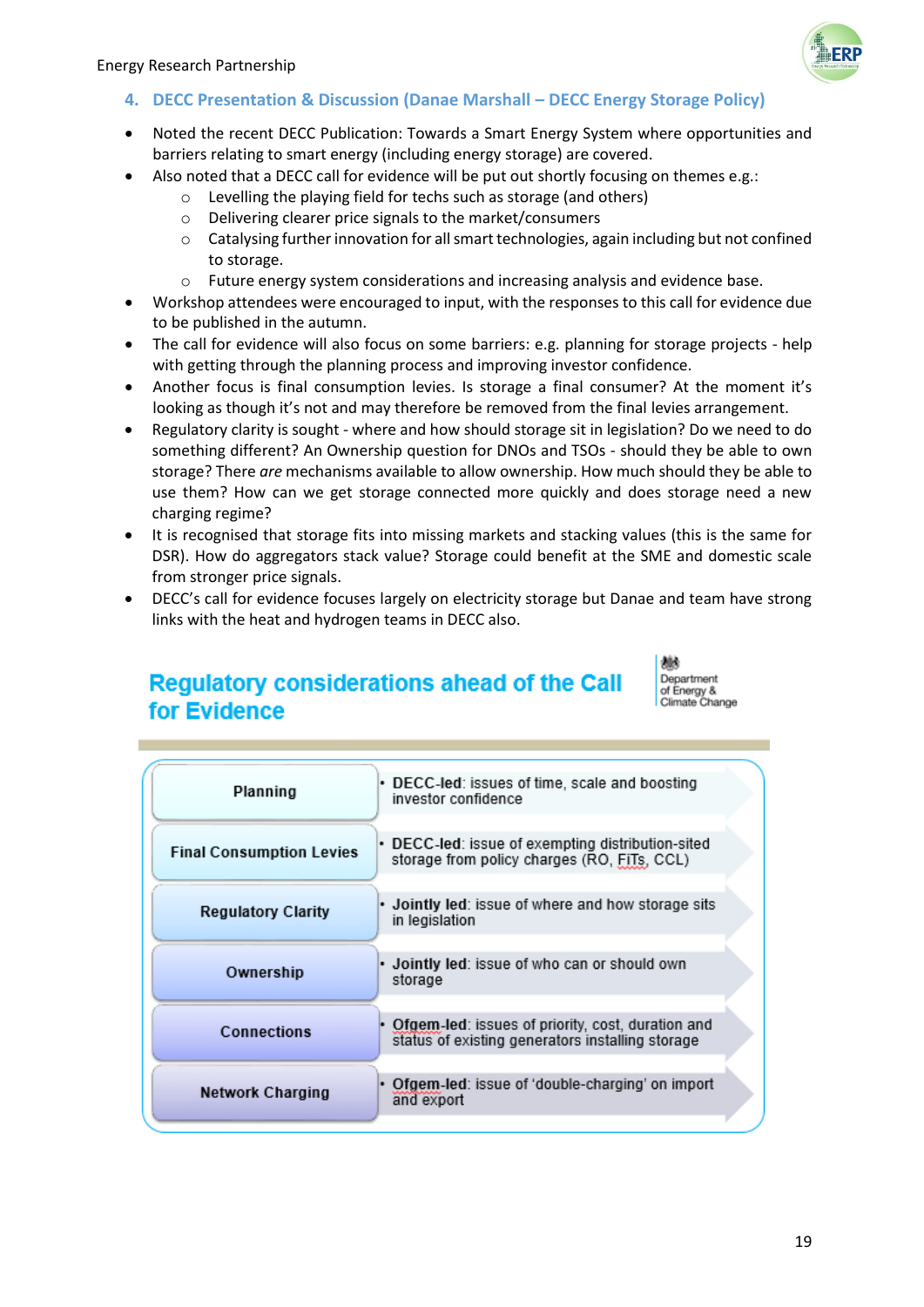## 4. DECC Presentation & Discussion (Danae Marshall – DECC Energy Storage Policy)

- Noted the recent DECC Publication: Towards a Smart Energy System where opportunities and barriers relating to smart energy (including energy storage) are covered.
- Also noted that a DECC call for evidence will be put out shortly focusing on themes e.g.:
  - Levelling the playing field for techs such as storage (and others)
  - Delivering clearer price signals to the market/consumers
  - Catalysing further innovation for all smart technologies, again including but not confined to storage.
  - Future energy system considerations and increasing analysis and evidence base.
- Workshop attendees were encouraged to input, with the responses to this call for evidence due to be published in the autumn.
- The call for evidence will also focus on some barriers: e.g. planning for storage projects - help with getting through the planning process and improving investor confidence.
- Another focus is final consumption levies. Is storage a final consumer? At the moment it's looking as though it's not and may therefore be removed from the final levies arrangement.
- Regulatory clarity is sought - where and how should storage sit in legislation? Do we need to do something different? An Ownership question for DNOs and TSOs - should they be able to own storage? There *are* mechanisms available to allow ownership. How much should they be able to use them? How can we get storage connected more quickly and does storage need a new charging regime?
- It is recognised that storage fits into missing markets and stacking values (this is the same for DSR). How do aggregators stack value? Storage could benefit at the SME and domestic scale from stronger price signals.
- DECC's call for evidence focuses largely on electricity storage but Danae and team have strong links with the heat and hydrogen teams in DECC also.

### Regulatory considerations ahead of the Call for Evidence

Department of Energy & Climate Change

| Area | Lead and issue |
|---|---|
| Planning | **DECC-led**: issues of time, scale and boosting investor confidence |
| Final Consumption Levies | **DECC-led**: issue of exempting distribution-sited storage from policy charges (RO, FiTs, CCL) |
| Regulatory Clarity | **Jointly led**: issue of where and how storage sits in legislation |
| Ownership | **Jointly led**: issue of who can or should own storage |
| Connections | **Ofgem-led**: issues of priority, cost, duration and status of existing generators installing storage |
| Network Charging | **Ofgem-led**: issue of 'double-charging' on import and export |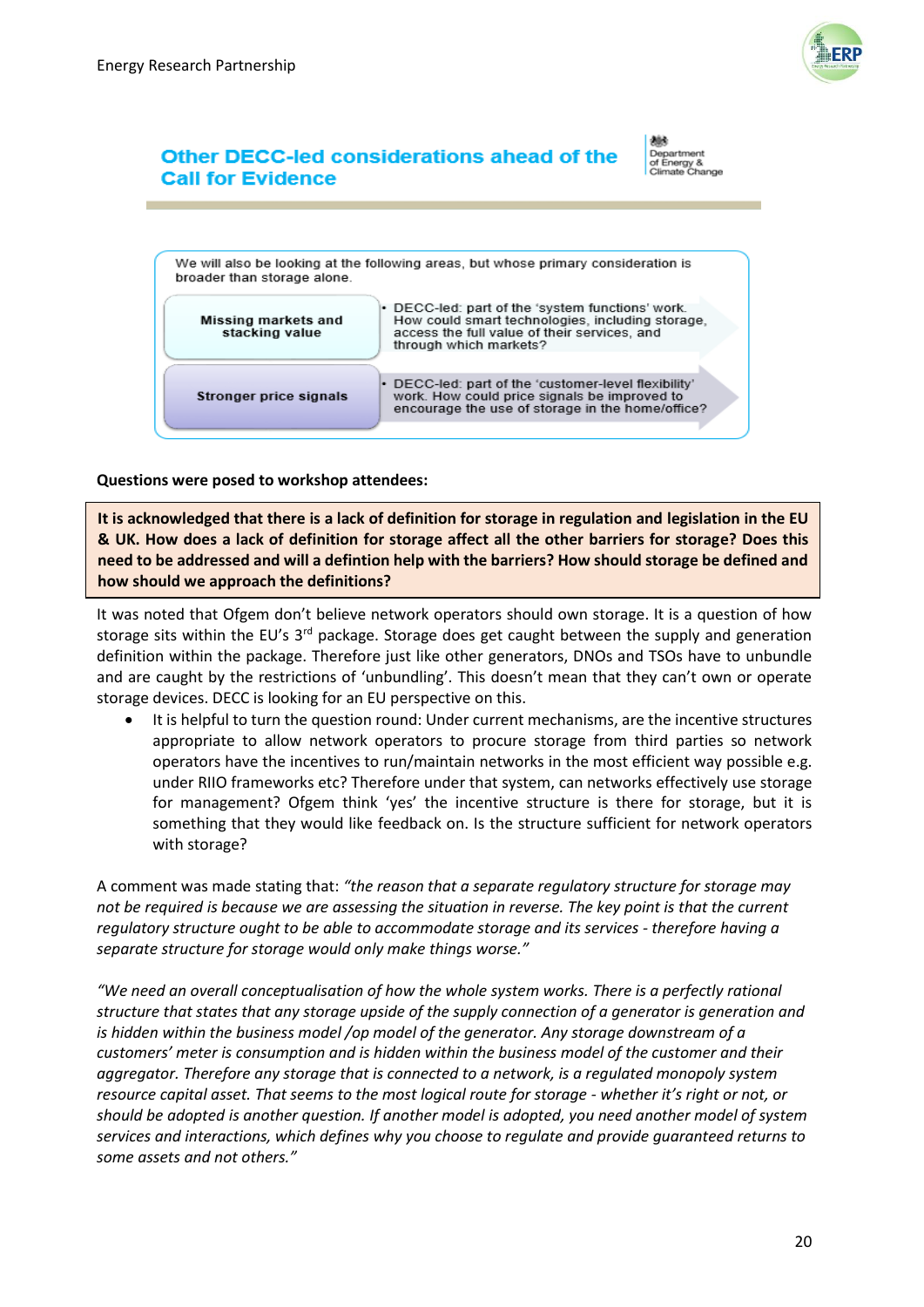## Other DECC-led considerations ahead of the Call for Evidence

Department of Energy & Climate Change

We will also be looking at the following areas, but whose primary consideration is broader than storage alone.

| | |
|---|---|
| **Missing markets and stacking value** | • DECC-led: part of the 'system functions' work. How could smart technologies, including storage, access the full value of their services, and through which markets? |
| **Stronger price signals** | • DECC-led: part of the 'customer-level flexibility' work. How could price signals be improved to encourage the use of storage in the home/office? |

**Questions were posed to workshop attendees:**

**It is acknowledged that there is a lack of definition for storage in regulation and legislation in the EU & UK. How does a lack of definition for storage affect all the other barriers for storage? Does this need to be addressed and will a defintion help with the barriers? How should storage be defined and how should we approach the definitions?**

It was noted that Ofgem don't believe network operators should own storage. It is a question of how storage sits within the EU's 3rd package. Storage does get caught between the supply and generation definition within the package. Therefore just like other generators, DNOs and TSOs have to unbundle and are caught by the restrictions of 'unbundling'. This doesn't mean that they can't own or operate storage devices. DECC is looking for an EU perspective on this.

- It is helpful to turn the question round: Under current mechanisms, are the incentive structures appropriate to allow network operators to procure storage from third parties so network operators have the incentives to run/maintain networks in the most efficient way possible e.g. under RIIO frameworks etc? Therefore under that system, can networks effectively use storage for management? Ofgem think 'yes' the incentive structure is there for storage, but it is something that they would like feedback on. Is the structure sufficient for network operators with storage?

A comment was made stating that: *"the reason that a separate regulatory structure for storage may not be required is because we are assessing the situation in reverse. The key point is that the current regulatory structure ought to be able to accommodate storage and its services - therefore having a separate structure for storage would only make things worse."*

*"We need an overall conceptualisation of how the whole system works. There is a perfectly rational structure that states that any storage upside of the supply connection of a generator is generation and is hidden within the business model /op model of the generator. Any storage downstream of a customers' meter is consumption and is hidden within the business model of the customer and their aggregator. Therefore any storage that is connected to a network, is a regulated monopoly system resource capital asset. That seems to the most logical route for storage - whether it's right or not, or should be adopted is another question. If another model is adopted, you need another model of system services and interactions, which defines why you choose to regulate and provide guaranteed returns to some assets and not others."*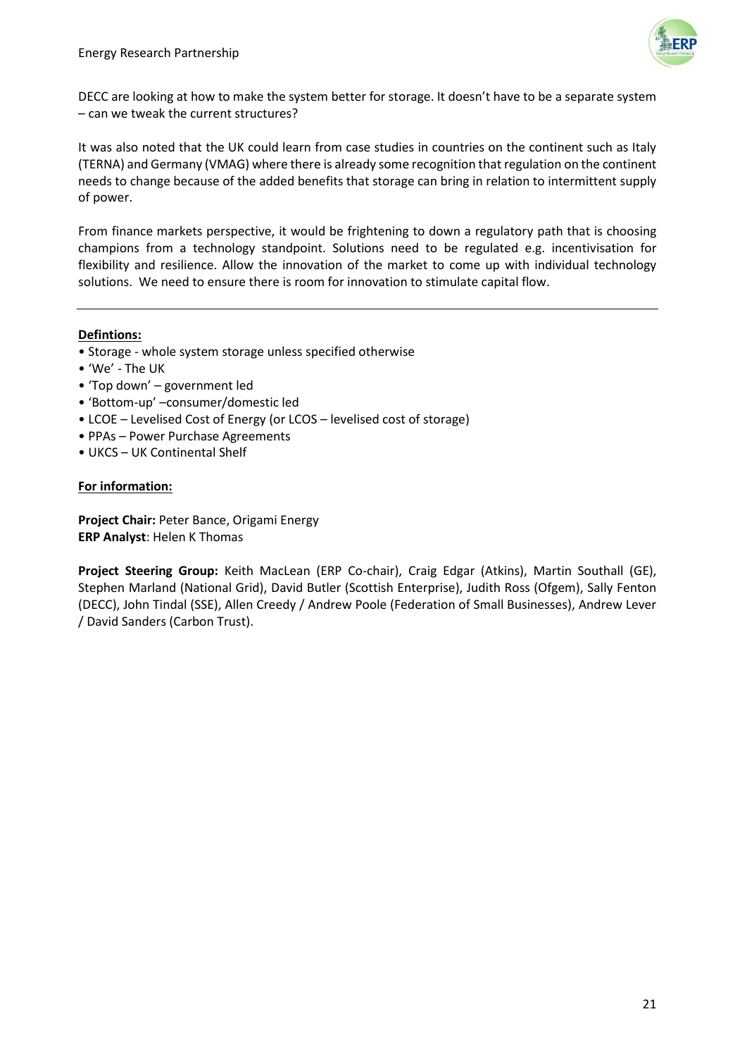DECC are looking at how to make the system better for storage. It doesn't have to be a separate system – can we tweak the current structures?

It was also noted that the UK could learn from case studies in countries on the continent such as Italy (TERNA) and Germany (VMAG) where there is already some recognition that regulation on the continent needs to change because of the added benefits that storage can bring in relation to intermittent supply of power.

From finance markets perspective, it would be frightening to down a regulatory path that is choosing champions from a technology standpoint. Solutions need to be regulated e.g. incentivisation for flexibility and resilience. Allow the innovation of the market to come up with individual technology solutions. We need to ensure there is room for innovation to stimulate capital flow.

---

**Defintions:**

- Storage - whole system storage unless specified otherwise
- 'We' - The UK
- 'Top down' – government led
- 'Bottom-up' –consumer/domestic led
- LCOE – Levelised Cost of Energy (or LCOS – levelised cost of storage)
- PPAs – Power Purchase Agreements
- UKCS – UK Continental Shelf

**For information:**

**Project Chair:** Peter Bance, Origami Energy
**ERP Analyst**: Helen K Thomas

**Project Steering Group:** Keith MacLean (ERP Co-chair), Craig Edgar (Atkins), Martin Southall (GE), Stephen Marland (National Grid), David Butler (Scottish Enterprise), Judith Ross (Ofgem), Sally Fenton (DECC), John Tindal (SSE), Allen Creedy / Andrew Poole (Federation of Small Businesses), Andrew Lever / David Sanders (Carbon Trust).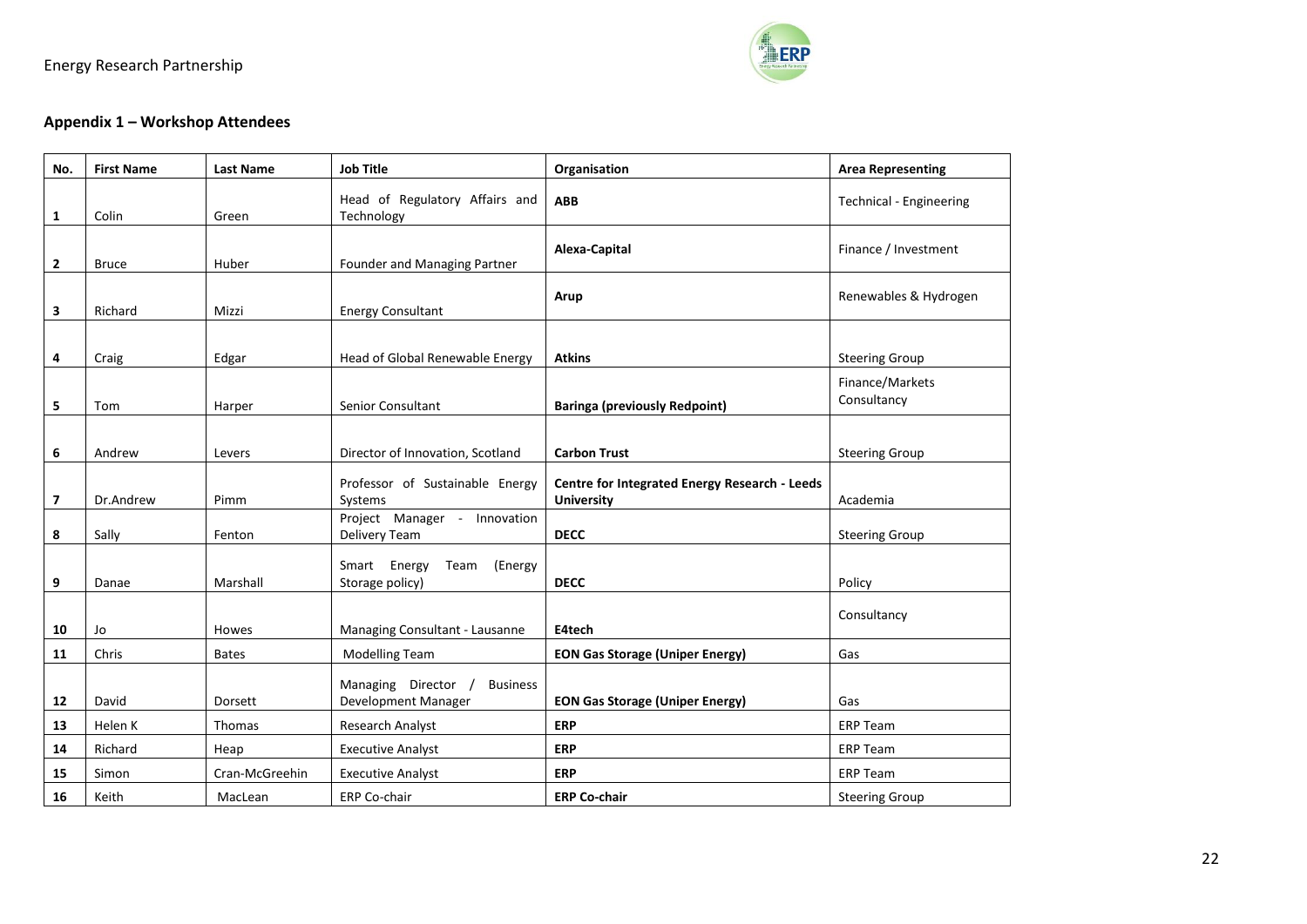## Appendix 1 – Workshop Attendees

| No. | First Name | Last Name | Job Title | Organisation | Area Representing |
|---|---|---|---|---|---|
| 1 | Colin | Green | Head of Regulatory Affairs and Technology | **ABB** | Technical - Engineering |
| 2 | Bruce | Huber | Founder and Managing Partner | **Alexa-Capital** | Finance / Investment |
| 3 | Richard | Mizzi | Energy Consultant | **Arup** | Renewables & Hydrogen |
| 4 | Craig | Edgar | Head of Global Renewable Energy | **Atkins** | Steering Group |
| 5 | Tom | Harper | Senior Consultant | **Baringa (previously Redpoint)** | Finance/Markets Consultancy |
| 6 | Andrew | Levers | Director of Innovation, Scotland | **Carbon Trust** | Steering Group |
| 7 | Dr.Andrew | Pimm | Professor of Sustainable Energy Systems | **Centre for Integrated Energy Research - Leeds University** | Academia |
| 8 | Sally | Fenton | Project Manager - Innovation Delivery Team | **DECC** | Steering Group |
| 9 | Danae | Marshall | Smart Energy Team (Energy Storage policy) | **DECC** | Policy |
| 10 | Jo | Howes | Managing Consultant - Lausanne | **E4tech** | Consultancy |
| 11 | Chris | Bates | Modelling Team | **EON Gas Storage (Uniper Energy)** | Gas |
| 12 | David | Dorsett | Managing Director / Business Development Manager | **EON Gas Storage (Uniper Energy)** | Gas |
| 13 | Helen K | Thomas | Research Analyst | **ERP** | ERP Team |
| 14 | Richard | Heap | Executive Analyst | **ERP** | ERP Team |
| 15 | Simon | Cran-McGreehin | Executive Analyst | **ERP** | ERP Team |
| 16 | Keith | MacLean | ERP Co-chair | **ERP Co-chair** | Steering Group |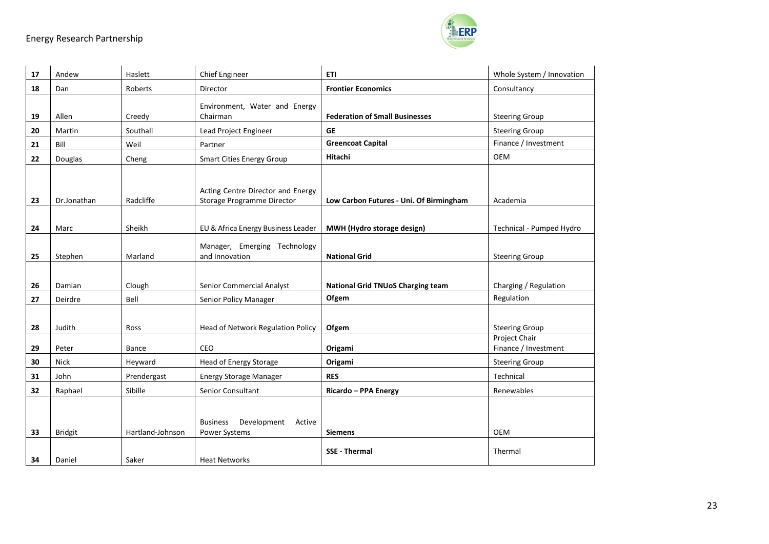| 17 | Andew | Haslett | Chief Engineer | **ETI** | Whole System / Innovation |
|---|---|---|---|---|---|
| 18 | Dan | Roberts | Director | **Frontier Economics** | Consultancy |
| 19 | Allen | Creedy | Environment, Water and Energy Chairman | **Federation of Small Businesses** | Steering Group |
| 20 | Martin | Southall | Lead Project Engineer | **GE** | Steering Group |
| 21 | Bill | Weil | Partner | **Greencoat Capital** | Finance / Investment |
| 22 | Douglas | Cheng | Smart Cities Energy Group | **Hitachi** | OEM |
| 23 | Dr.Jonathan | Radcliffe | Acting Centre Director and Energy Storage Programme Director | **Low Carbon Futures - Uni. Of Birmingham** | Academia |
| 24 | Marc | Sheikh | EU & Africa Energy Business Leader | **MWH (Hydro storage design)** | Technical - Pumped Hydro |
| 25 | Stephen | Marland | Manager, Emerging Technology and Innovation | **National Grid** | Steering Group |
| 26 | Damian | Clough | Senior Commercial Analyst | **National Grid TNUoS Charging team** | Charging / Regulation |
| 27 | Deirdre | Bell | Senior Policy Manager | **Ofgem** | Regulation |
| 28 | Judith | Ross | Head of Network Regulation Policy | **Ofgem** | Steering Group |
| 29 | Peter | Bance | CEO | **Origami** | Project Chair<br>Finance / Investment |
| 30 | Nick | Heyward | Head of Energy Storage | **Origami** | Steering Group |
| 31 | John | Prendergast | Energy Storage Manager | **RES** | Technical |
| 32 | Raphael | Sibille | Senior Consultant | **Ricardo – PPA Energy** | Renewables |
| 33 | Bridgit | Hartland-Johnson | Business Development Active Power Systems | **Siemens** | OEM |
| 34 | Daniel | Saker | Heat Networks | **SSE - Thermal** | Thermal |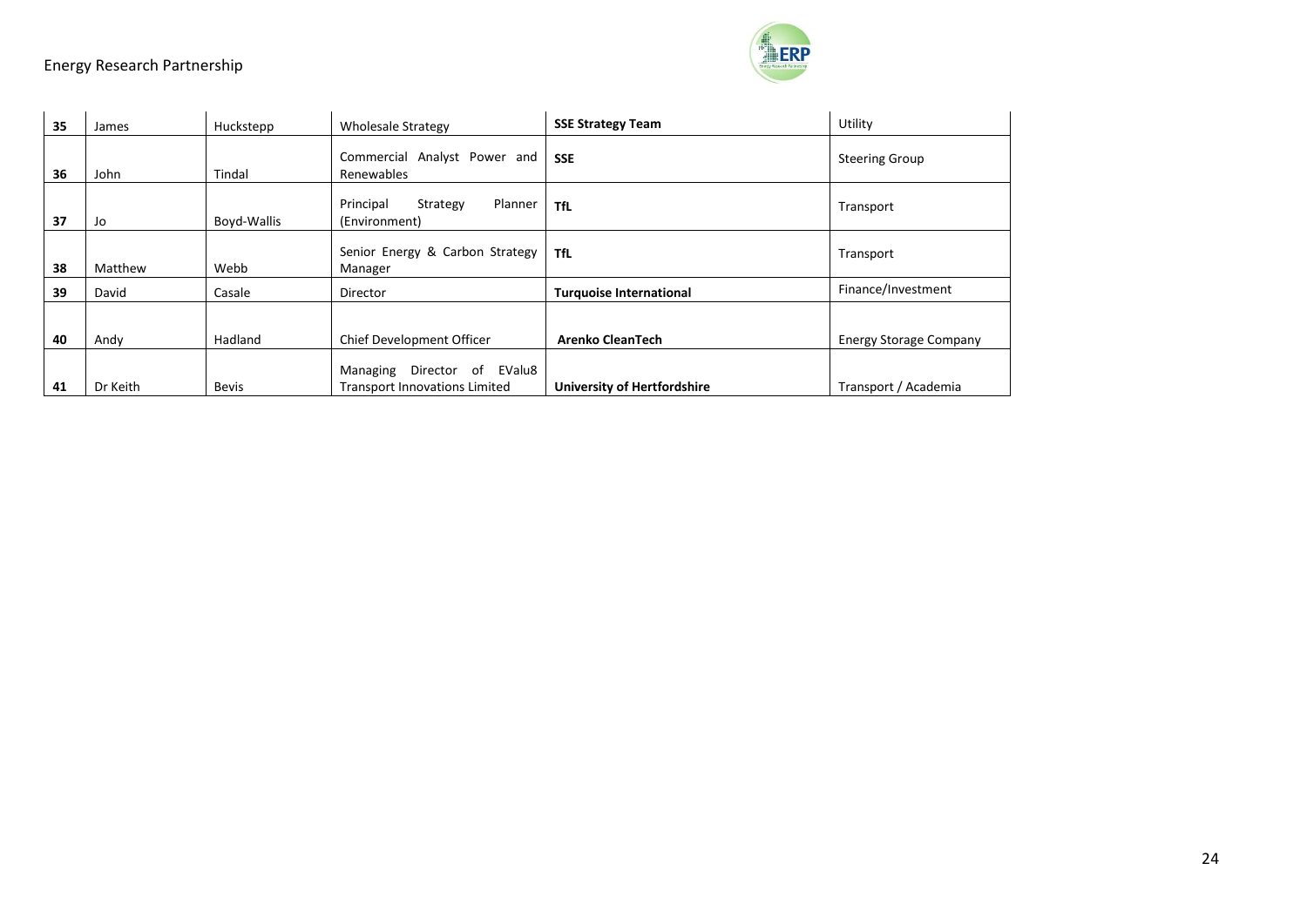| 35 | James | Huckstepp | Wholesale Strategy | **SSE Strategy Team** | Utility |
|---|---|---|---|---|---|
| 36 | John | Tindal | Commercial Analyst Power and Renewables | **SSE** | Steering Group |
| 37 | Jo | Boyd-Wallis | Principal Strategy Planner (Environment) | **TfL** | Transport |
| 38 | Matthew | Webb | Senior Energy & Carbon Strategy Manager | **TfL** | Transport |
| 39 | David | Casale | Director | **Turquoise International** | Finance/Investment |
| 40 | Andy | Hadland | Chief Development Officer | **Arenko CleanTech** | Energy Storage Company |
| 41 | Dr Keith | Bevis | Managing Director of EValu8 Transport Innovations Limited | **University of Hertfordshire** | Transport / Academia |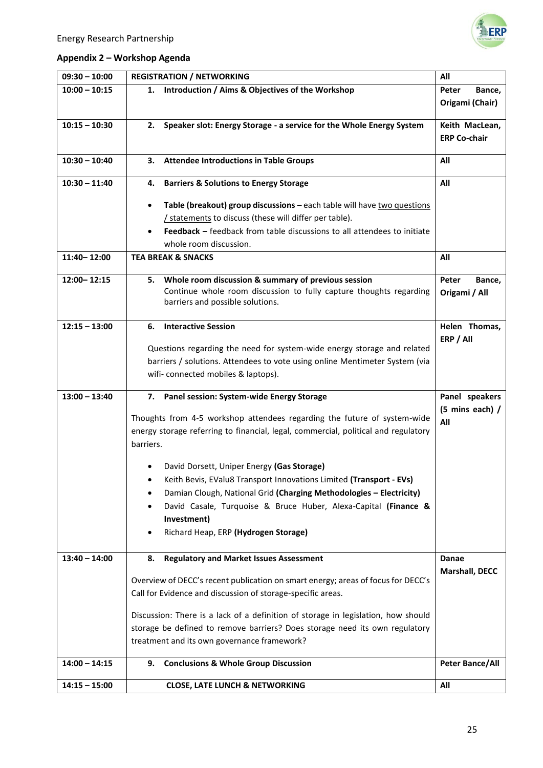## Appendix 2 – Workshop Agenda

| | | |
|---|---|---|
| **09:30 – 10:00** | **REGISTRATION / NETWORKING** | **All** |
| **10:00 – 10:15** | **1. Introduction / Aims & Objectives of the Workshop** | **Peter Bance, Origami (Chair)** |
| **10:15 – 10:30** | **2. Speaker slot: Energy Storage - a service for the Whole Energy System** | **Keith MacLean, ERP Co-chair** |
| **10:30 – 10:40** | **3. Attendee Introductions in Table Groups** | **All** |
| **10:30 – 11:40** | **4. Barriers & Solutions to Energy Storage**<br><br>• **Table (breakout) group discussions –** each table will have two questions / statements to discuss (these will differ per table).<br>• **Feedback –** feedback from table discussions to all attendees to initiate whole room discussion. | **All** |
| **11:40– 12:00** | **TEA BREAK & SNACKS** | **All** |
| **12:00– 12:15** | **5. Whole room discussion & summary of previous session**<br>Continue whole room discussion to fully capture thoughts regarding barriers and possible solutions. | **Peter Bance, Origami / All** |
| **12:15 – 13:00** | **6. Interactive Session**<br><br>Questions regarding the need for system-wide energy storage and related barriers / solutions. Attendees to vote using online Mentimeter System (via wifi- connected mobiles & laptops). | **Helen Thomas, ERP / All** |
| **13:00 – 13:40** | **7. Panel session: System-wide Energy Storage**<br><br>Thoughts from 4-5 workshop attendees regarding the future of system-wide energy storage referring to financial, legal, commercial, political and regulatory barriers.<br><br>• David Dorsett, Uniper Energy **(Gas Storage)**<br>• Keith Bevis, EValu8 Transport Innovations Limited **(Transport - EVs)**<br>• Damian Clough, National Grid **(Charging Methodologies – Electricity)**<br>• David Casale, Turquoise & Bruce Huber, Alexa-Capital **(Finance & Investment)**<br>• Richard Heap, ERP **(Hydrogen Storage)** | **Panel speakers (5 mins each) / All** |
| **13:40 – 14:00** | **8. Regulatory and Market Issues Assessment**<br><br>Overview of DECC's recent publication on smart energy; areas of focus for DECC's Call for Evidence and discussion of storage-specific areas.<br><br>Discussion: There is a lack of a definition of storage in legislation, how should storage be defined to remove barriers? Does storage need its own regulatory treatment and its own governance framework? | **Danae Marshall, DECC** |
| **14:00 – 14:15** | **9. Conclusions & Whole Group Discussion** | **Peter Bance/All** |
| **14:15 – 15:00** | **CLOSE, LATE LUNCH & NETWORKING** | **All** |